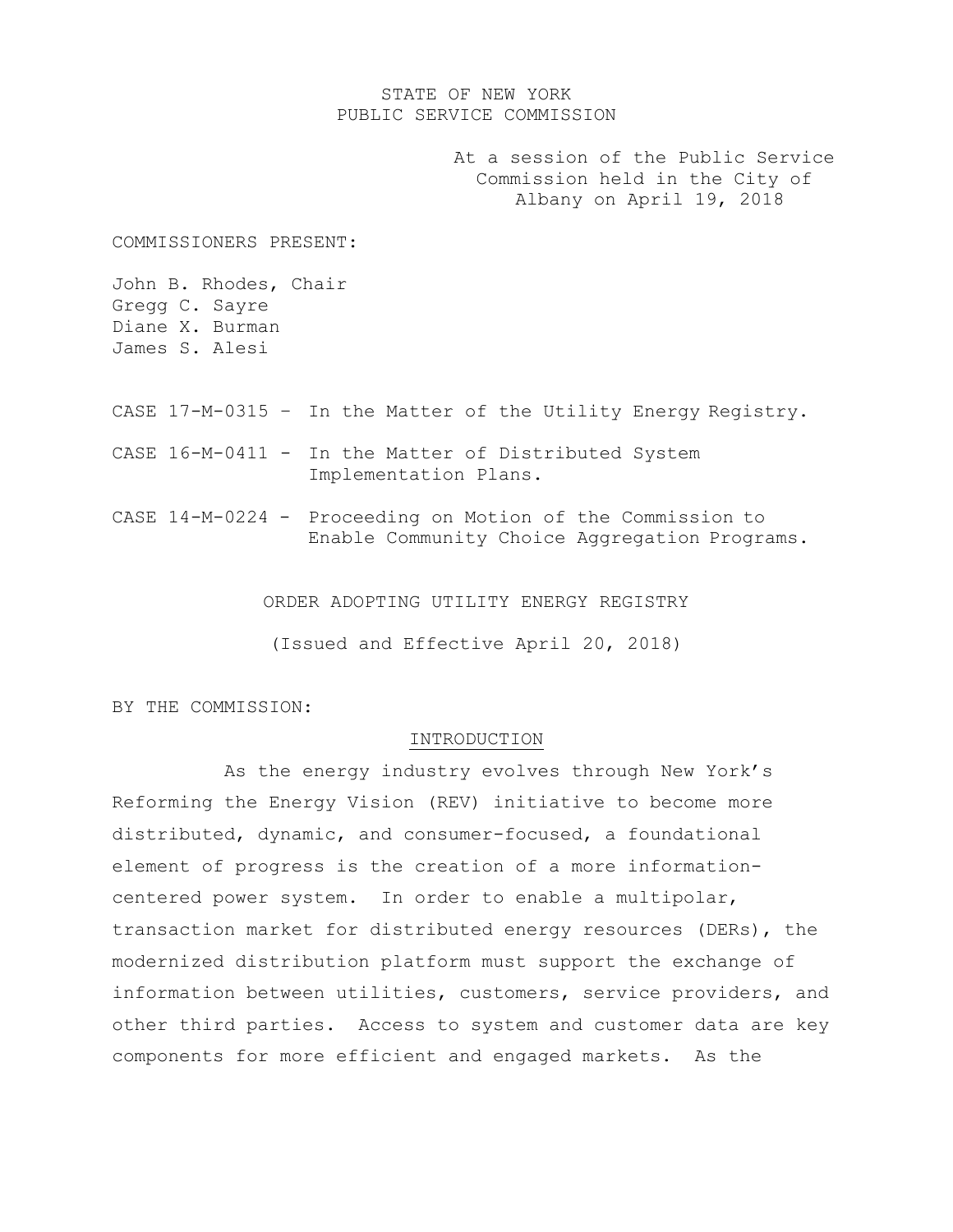STATE OF NEW YORK
PUBLIC SERVICE COMMISSION

At a session of the Public Service Commission held in the City of Albany on April 19, 2018

COMMISSIONERS PRESENT:

John B. Rhodes, Chair
Gregg C. Sayre
Diane X. Burman
James S. Alesi

CASE 17-M-0315 – In the Matter of the Utility Energy Registry.

CASE 16-M-0411 - In the Matter of Distributed System Implementation Plans.

CASE 14-M-0224 - Proceeding on Motion of the Commission to Enable Community Choice Aggregation Programs.

# ORDER ADOPTING UTILITY ENERGY REGISTRY

(Issued and Effective April 20, 2018)

BY THE COMMISSION:

## INTRODUCTION

As the energy industry evolves through New York's Reforming the Energy Vision (REV) initiative to become more distributed, dynamic, and consumer-focused, a foundational element of progress is the creation of a more information-centered power system. In order to enable a multipolar, transaction market for distributed energy resources (DERs), the modernized distribution platform must support the exchange of information between utilities, customers, service providers, and other third parties. Access to system and customer data are key components for more efficient and engaged markets. As the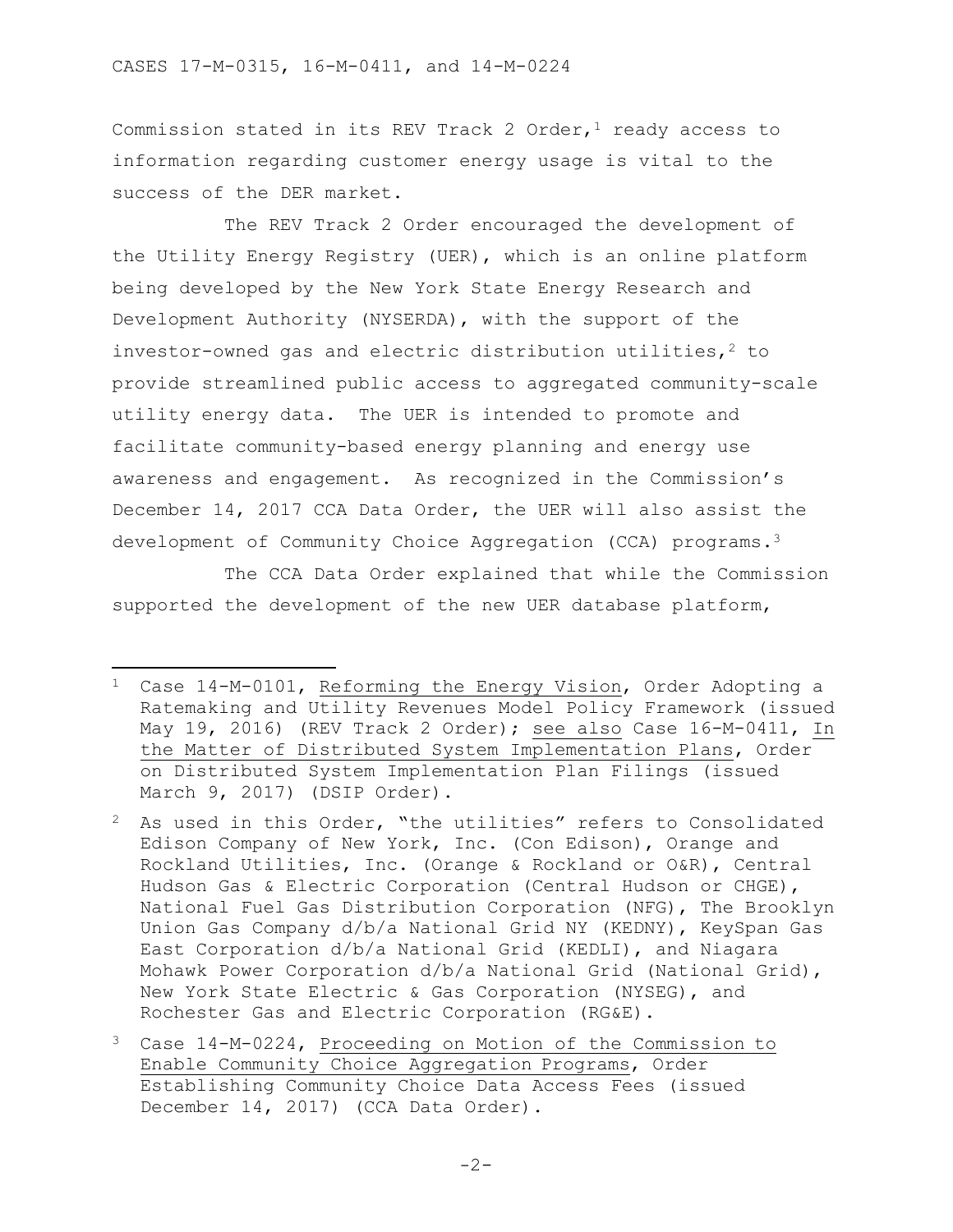Commission stated in its REV Track 2 Order,[1] ready access to information regarding customer energy usage is vital to the success of the DER market.

The REV Track 2 Order encouraged the development of the Utility Energy Registry (UER), which is an online platform being developed by the New York State Energy Research and Development Authority (NYSERDA), with the support of the investor-owned gas and electric distribution utilities,[2] to provide streamlined public access to aggregated community-scale utility energy data. The UER is intended to promote and facilitate community-based energy planning and energy use awareness and engagement. As recognized in the Commission's December 14, 2017 CCA Data Order, the UER will also assist the development of Community Choice Aggregation (CCA) programs.[3]

The CCA Data Order explained that while the Commission supported the development of the new UER database platform,

---

[1] Case 14-M-0101, Reforming the Energy Vision, Order Adopting a Ratemaking and Utility Revenues Model Policy Framework (issued May 19, 2016) (REV Track 2 Order); see also Case 16-M-0411, In the Matter of Distributed System Implementation Plans, Order on Distributed System Implementation Plan Filings (issued March 9, 2017) (DSIP Order).

[2] As used in this Order, "the utilities" refers to Consolidated Edison Company of New York, Inc. (Con Edison), Orange and Rockland Utilities, Inc. (Orange & Rockland or O&R), Central Hudson Gas & Electric Corporation (Central Hudson or CHGE), National Fuel Gas Distribution Corporation (NFG), The Brooklyn Union Gas Company d/b/a National Grid NY (KEDNY), KeySpan Gas East Corporation d/b/a National Grid (KEDLI), and Niagara Mohawk Power Corporation d/b/a National Grid (National Grid), New York State Electric & Gas Corporation (NYSEG), and Rochester Gas and Electric Corporation (RG&E).

[3] Case 14-M-0224, Proceeding on Motion of the Commission to Enable Community Choice Aggregation Programs, Order Establishing Community Choice Data Access Fees (issued December 14, 2017) (CCA Data Order).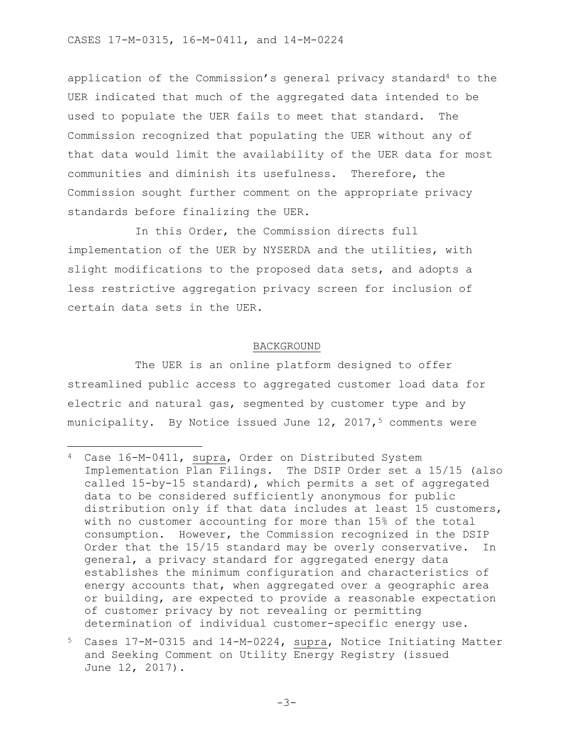application of the Commission's general privacy standard[4] to the UER indicated that much of the aggregated data intended to be used to populate the UER fails to meet that standard. The Commission recognized that populating the UER without any of that data would limit the availability of the UER data for most communities and diminish its usefulness. Therefore, the Commission sought further comment on the appropriate privacy standards before finalizing the UER.

In this Order, the Commission directs full implementation of the UER by NYSERDA and the utilities, with slight modifications to the proposed data sets, and adopts a less restrictive aggregation privacy screen for inclusion of certain data sets in the UER.

## BACKGROUND

The UER is an online platform designed to offer streamlined public access to aggregated customer load data for electric and natural gas, segmented by customer type and by municipality. By Notice issued June 12, 2017,[5] comments were

---

[4] Case 16-M-0411, supra, Order on Distributed System Implementation Plan Filings. The DSIP Order set a 15/15 (also called 15-by-15 standard), which permits a set of aggregated data to be considered sufficiently anonymous for public distribution only if that data includes at least 15 customers, with no customer accounting for more than 15% of the total consumption. However, the Commission recognized in the DSIP Order that the 15/15 standard may be overly conservative. In general, a privacy standard for aggregated energy data establishes the minimum configuration and characteristics of energy accounts that, when aggregated over a geographic area or building, are expected to provide a reasonable expectation of customer privacy by not revealing or permitting determination of individual customer-specific energy use.

[5] Cases 17-M-0315 and 14-M-0224, supra, Notice Initiating Matter and Seeking Comment on Utility Energy Registry (issued June 12, 2017).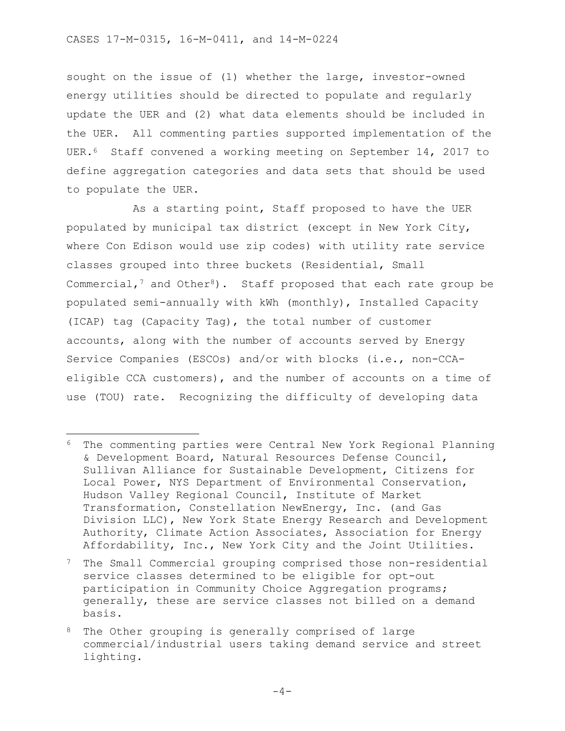sought on the issue of (1) whether the large, investor-owned energy utilities should be directed to populate and regularly update the UER and (2) what data elements should be included in the UER. All commenting parties supported implementation of the UER.[6] Staff convened a working meeting on September 14, 2017 to define aggregation categories and data sets that should be used to populate the UER.

As a starting point, Staff proposed to have the UER populated by municipal tax district (except in New York City, where Con Edison would use zip codes) with utility rate service classes grouped into three buckets (Residential, Small Commercial,[7] and Other[8]). Staff proposed that each rate group be populated semi-annually with kWh (monthly), Installed Capacity (ICAP) tag (Capacity Tag), the total number of customer accounts, along with the number of accounts served by Energy Service Companies (ESCOs) and/or with blocks (i.e., non-CCA-eligible CCA customers), and the number of accounts on a time of use (TOU) rate. Recognizing the difficulty of developing data

---

[6] The commenting parties were Central New York Regional Planning & Development Board, Natural Resources Defense Council, Sullivan Alliance for Sustainable Development, Citizens for Local Power, NYS Department of Environmental Conservation, Hudson Valley Regional Council, Institute of Market Transformation, Constellation NewEnergy, Inc. (and Gas Division LLC), New York State Energy Research and Development Authority, Climate Action Associates, Association for Energy Affordability, Inc., New York City and the Joint Utilities.

[7] The Small Commercial grouping comprised those non-residential service classes determined to be eligible for opt-out participation in Community Choice Aggregation programs; generally, these are service classes not billed on a demand basis.

[8] The Other grouping is generally comprised of large commercial/industrial users taking demand service and street lighting.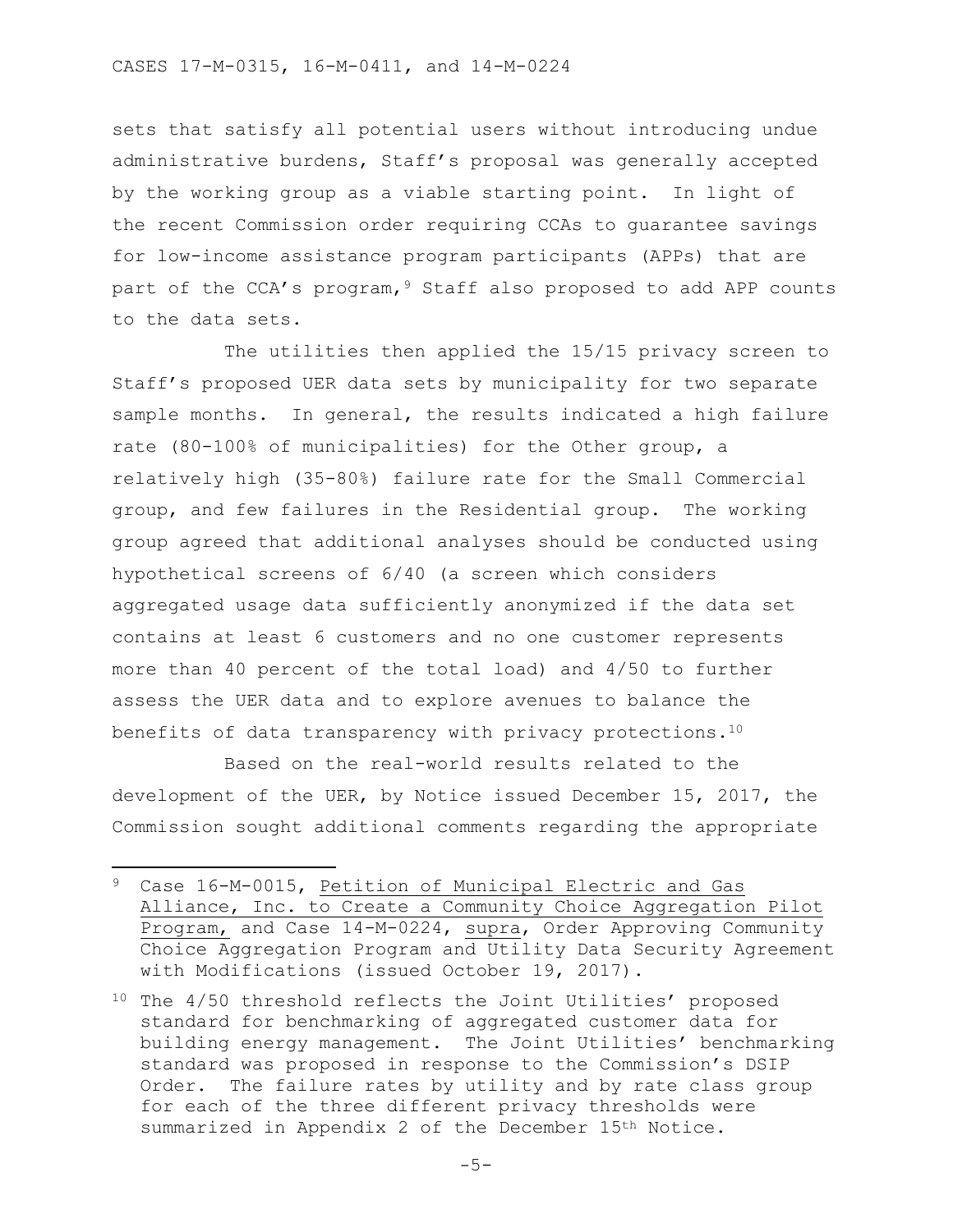sets that satisfy all potential users without introducing undue administrative burdens, Staff's proposal was generally accepted by the working group as a viable starting point. In light of the recent Commission order requiring CCAs to guarantee savings for low-income assistance program participants (APPs) that are part of the CCA's program,[9] Staff also proposed to add APP counts to the data sets.

The utilities then applied the 15/15 privacy screen to Staff's proposed UER data sets by municipality for two separate sample months. In general, the results indicated a high failure rate (80-100% of municipalities) for the Other group, a relatively high (35-80%) failure rate for the Small Commercial group, and few failures in the Residential group. The working group agreed that additional analyses should be conducted using hypothetical screens of 6/40 (a screen which considers aggregated usage data sufficiently anonymized if the data set contains at least 6 customers and no one customer represents more than 40 percent of the total load) and 4/50 to further assess the UER data and to explore avenues to balance the benefits of data transparency with privacy protections.[10]

Based on the real-world results related to the development of the UER, by Notice issued December 15, 2017, the Commission sought additional comments regarding the appropriate

---

[9] Case 16-M-0015, Petition of Municipal Electric and Gas Alliance, Inc. to Create a Community Choice Aggregation Pilot Program, and Case 14-M-0224, supra, Order Approving Community Choice Aggregation Program and Utility Data Security Agreement with Modifications (issued October 19, 2017).

[10] The 4/50 threshold reflects the Joint Utilities' proposed standard for benchmarking of aggregated customer data for building energy management. The Joint Utilities' benchmarking standard was proposed in response to the Commission's DSIP Order. The failure rates by utility and by rate class group for each of the three different privacy thresholds were summarized in Appendix 2 of the December 15th Notice.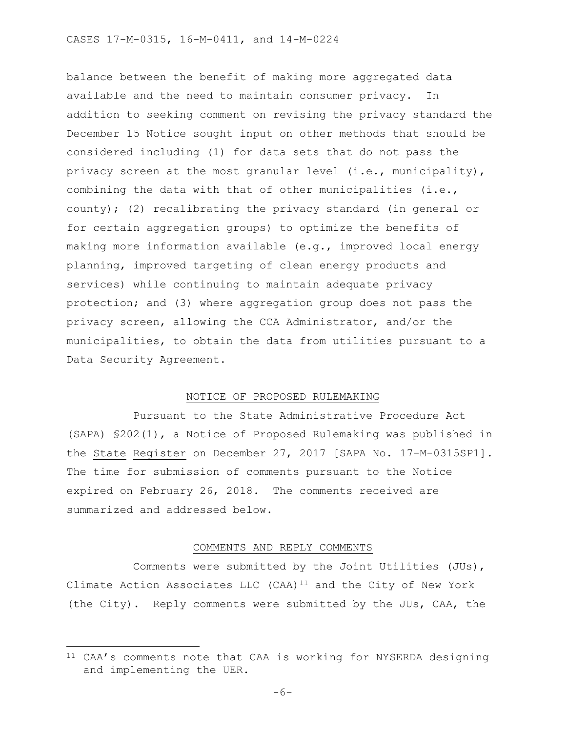balance between the benefit of making more aggregated data available and the need to maintain consumer privacy. In addition to seeking comment on revising the privacy standard the December 15 Notice sought input on other methods that should be considered including (1) for data sets that do not pass the privacy screen at the most granular level (i.e., municipality), combining the data with that of other municipalities (i.e., county); (2) recalibrating the privacy standard (in general or for certain aggregation groups) to optimize the benefits of making more information available (e.g., improved local energy planning, improved targeting of clean energy products and services) while continuing to maintain adequate privacy protection; and (3) where aggregation group does not pass the privacy screen, allowing the CCA Administrator, and/or the municipalities, to obtain the data from utilities pursuant to a Data Security Agreement.

## NOTICE OF PROPOSED RULEMAKING

Pursuant to the State Administrative Procedure Act (SAPA) §202(1), a Notice of Proposed Rulemaking was published in the State Register on December 27, 2017 [SAPA No. 17-M-0315SP1]. The time for submission of comments pursuant to the Notice expired on February 26, 2018. The comments received are summarized and addressed below.

## COMMENTS AND REPLY COMMENTS

Comments were submitted by the Joint Utilities (JUs), Climate Action Associates LLC (CAA)[11] and the City of New York (the City). Reply comments were submitted by the JUs, CAA, the

[11] CAA's comments note that CAA is working for NYSERDA designing and implementing the UER.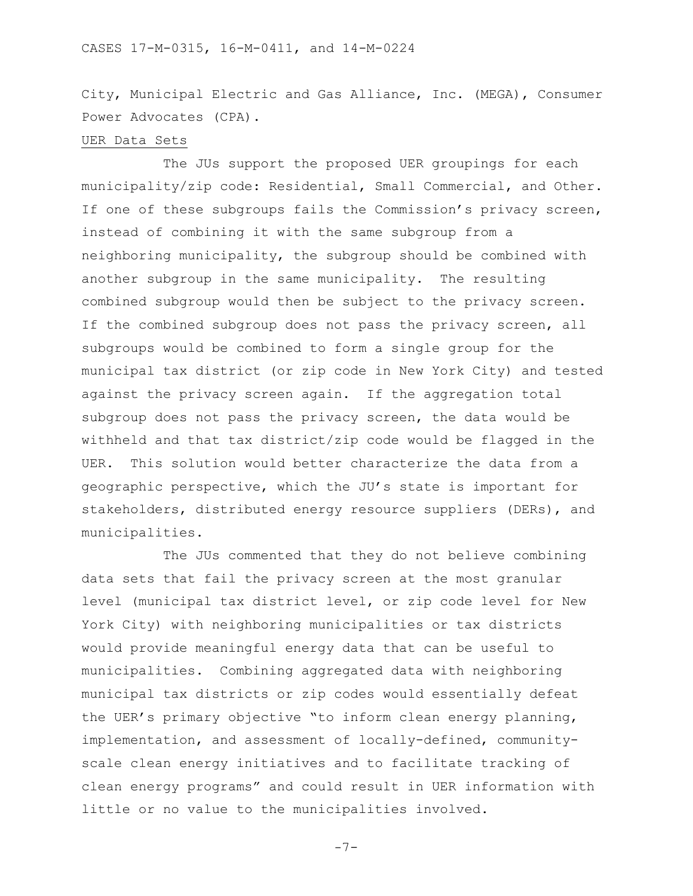City, Municipal Electric and Gas Alliance, Inc. (MEGA), Consumer Power Advocates (CPA).

<u>UER Data Sets</u>

The JUs support the proposed UER groupings for each municipality/zip code: Residential, Small Commercial, and Other. If one of these subgroups fails the Commission's privacy screen, instead of combining it with the same subgroup from a neighboring municipality, the subgroup should be combined with another subgroup in the same municipality. The resulting combined subgroup would then be subject to the privacy screen. If the combined subgroup does not pass the privacy screen, all subgroups would be combined to form a single group for the municipal tax district (or zip code in New York City) and tested against the privacy screen again. If the aggregation total subgroup does not pass the privacy screen, the data would be withheld and that tax district/zip code would be flagged in the UER. This solution would better characterize the data from a geographic perspective, which the JU's state is important for stakeholders, distributed energy resource suppliers (DERs), and municipalities.

The JUs commented that they do not believe combining data sets that fail the privacy screen at the most granular level (municipal tax district level, or zip code level for New York City) with neighboring municipalities or tax districts would provide meaningful energy data that can be useful to municipalities. Combining aggregated data with neighboring municipal tax districts or zip codes would essentially defeat the UER's primary objective "to inform clean energy planning, implementation, and assessment of locally-defined, community-scale clean energy initiatives and to facilitate tracking of clean energy programs" and could result in UER information with little or no value to the municipalities involved.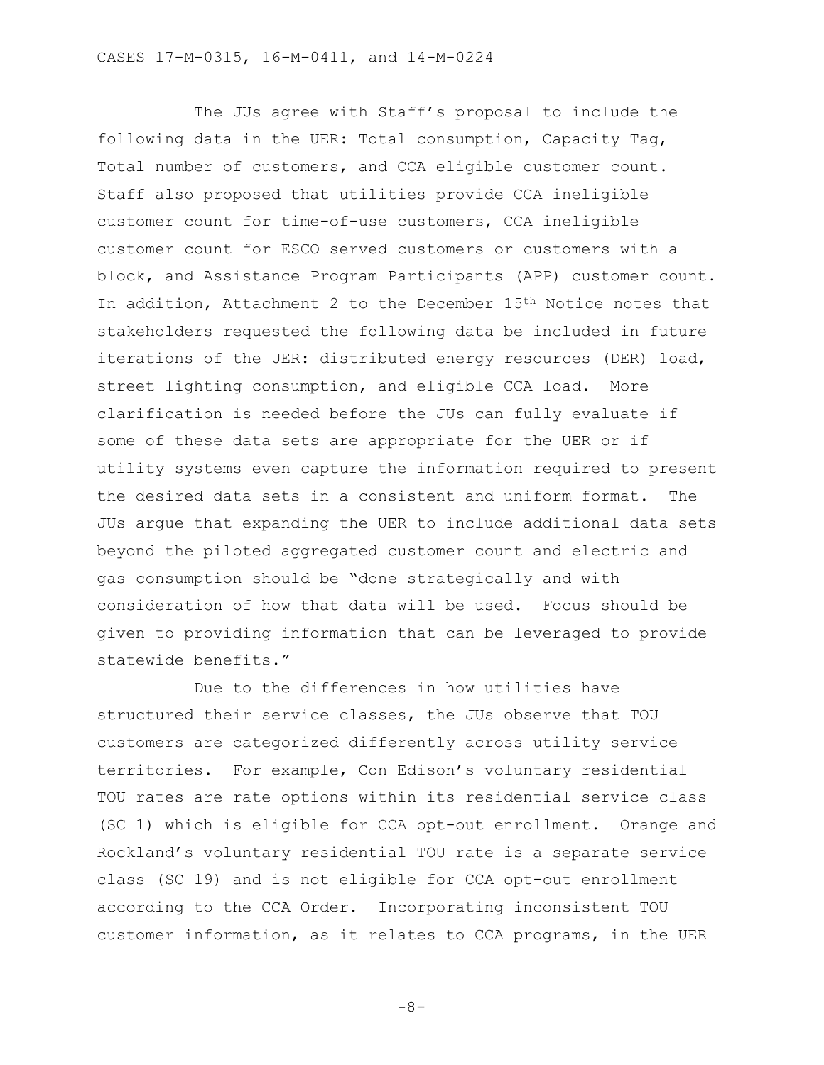The JUs agree with Staff's proposal to include the following data in the UER: Total consumption, Capacity Tag, Total number of customers, and CCA eligible customer count. Staff also proposed that utilities provide CCA ineligible customer count for time-of-use customers, CCA ineligible customer count for ESCO served customers or customers with a block, and Assistance Program Participants (APP) customer count. In addition, Attachment 2 to the December 15th Notice notes that stakeholders requested the following data be included in future iterations of the UER: distributed energy resources (DER) load, street lighting consumption, and eligible CCA load. More clarification is needed before the JUs can fully evaluate if some of these data sets are appropriate for the UER or if utility systems even capture the information required to present the desired data sets in a consistent and uniform format. The JUs argue that expanding the UER to include additional data sets beyond the piloted aggregated customer count and electric and gas consumption should be "done strategically and with consideration of how that data will be used. Focus should be given to providing information that can be leveraged to provide statewide benefits."

Due to the differences in how utilities have structured their service classes, the JUs observe that TOU customers are categorized differently across utility service territories. For example, Con Edison's voluntary residential TOU rates are rate options within its residential service class (SC 1) which is eligible for CCA opt-out enrollment. Orange and Rockland's voluntary residential TOU rate is a separate service class (SC 19) and is not eligible for CCA opt-out enrollment according to the CCA Order. Incorporating inconsistent TOU customer information, as it relates to CCA programs, in the UER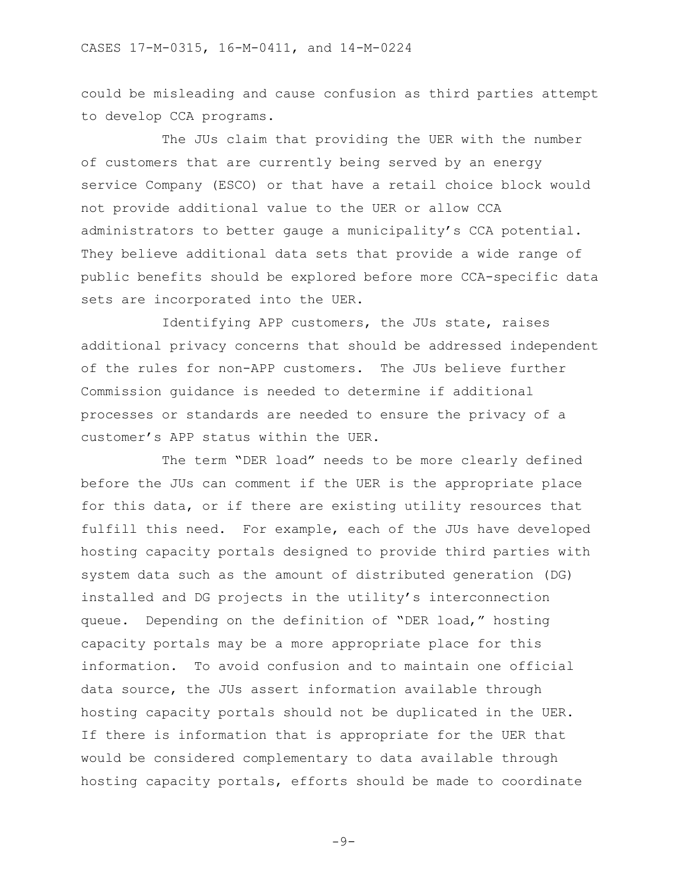could be misleading and cause confusion as third parties attempt to develop CCA programs.

The JUs claim that providing the UER with the number of customers that are currently being served by an energy service Company (ESCO) or that have a retail choice block would not provide additional value to the UER or allow CCA administrators to better gauge a municipality's CCA potential. They believe additional data sets that provide a wide range of public benefits should be explored before more CCA-specific data sets are incorporated into the UER.

Identifying APP customers, the JUs state, raises additional privacy concerns that should be addressed independent of the rules for non-APP customers. The JUs believe further Commission guidance is needed to determine if additional processes or standards are needed to ensure the privacy of a customer's APP status within the UER.

The term "DER load" needs to be more clearly defined before the JUs can comment if the UER is the appropriate place for this data, or if there are existing utility resources that fulfill this need. For example, each of the JUs have developed hosting capacity portals designed to provide third parties with system data such as the amount of distributed generation (DG) installed and DG projects in the utility's interconnection queue. Depending on the definition of "DER load," hosting capacity portals may be a more appropriate place for this information. To avoid confusion and to maintain one official data source, the JUs assert information available through hosting capacity portals should not be duplicated in the UER. If there is information that is appropriate for the UER that would be considered complementary to data available through hosting capacity portals, efforts should be made to coordinate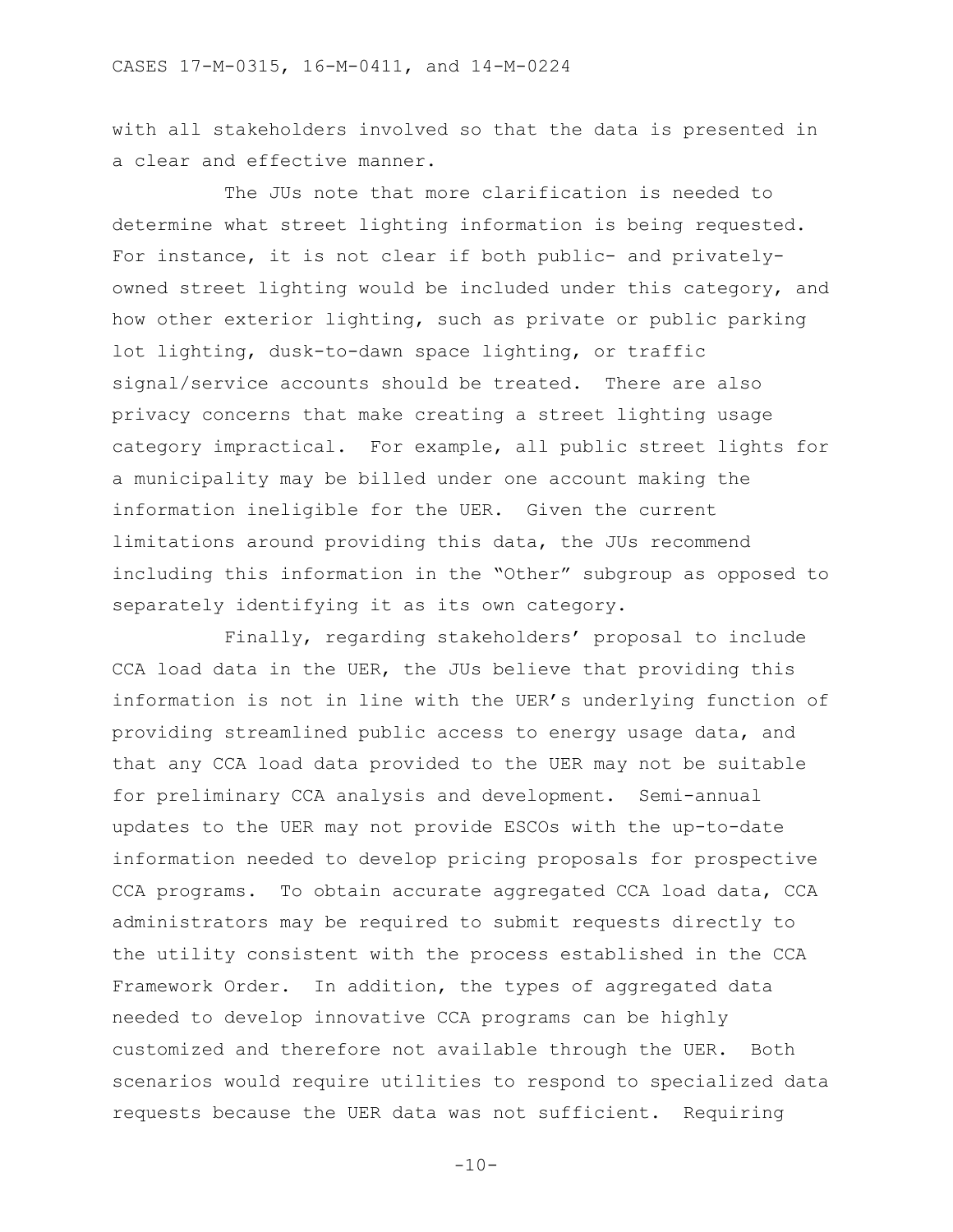with all stakeholders involved so that the data is presented in a clear and effective manner.

The JUs note that more clarification is needed to determine what street lighting information is being requested. For instance, it is not clear if both public- and privately-owned street lighting would be included under this category, and how other exterior lighting, such as private or public parking lot lighting, dusk-to-dawn space lighting, or traffic signal/service accounts should be treated. There are also privacy concerns that make creating a street lighting usage category impractical. For example, all public street lights for a municipality may be billed under one account making the information ineligible for the UER. Given the current limitations around providing this data, the JUs recommend including this information in the "Other" subgroup as opposed to separately identifying it as its own category.

Finally, regarding stakeholders' proposal to include CCA load data in the UER, the JUs believe that providing this information is not in line with the UER's underlying function of providing streamlined public access to energy usage data, and that any CCA load data provided to the UER may not be suitable for preliminary CCA analysis and development. Semi-annual updates to the UER may not provide ESCOs with the up-to-date information needed to develop pricing proposals for prospective CCA programs. To obtain accurate aggregated CCA load data, CCA administrators may be required to submit requests directly to the utility consistent with the process established in the CCA Framework Order. In addition, the types of aggregated data needed to develop innovative CCA programs can be highly customized and therefore not available through the UER. Both scenarios would require utilities to respond to specialized data requests because the UER data was not sufficient. Requiring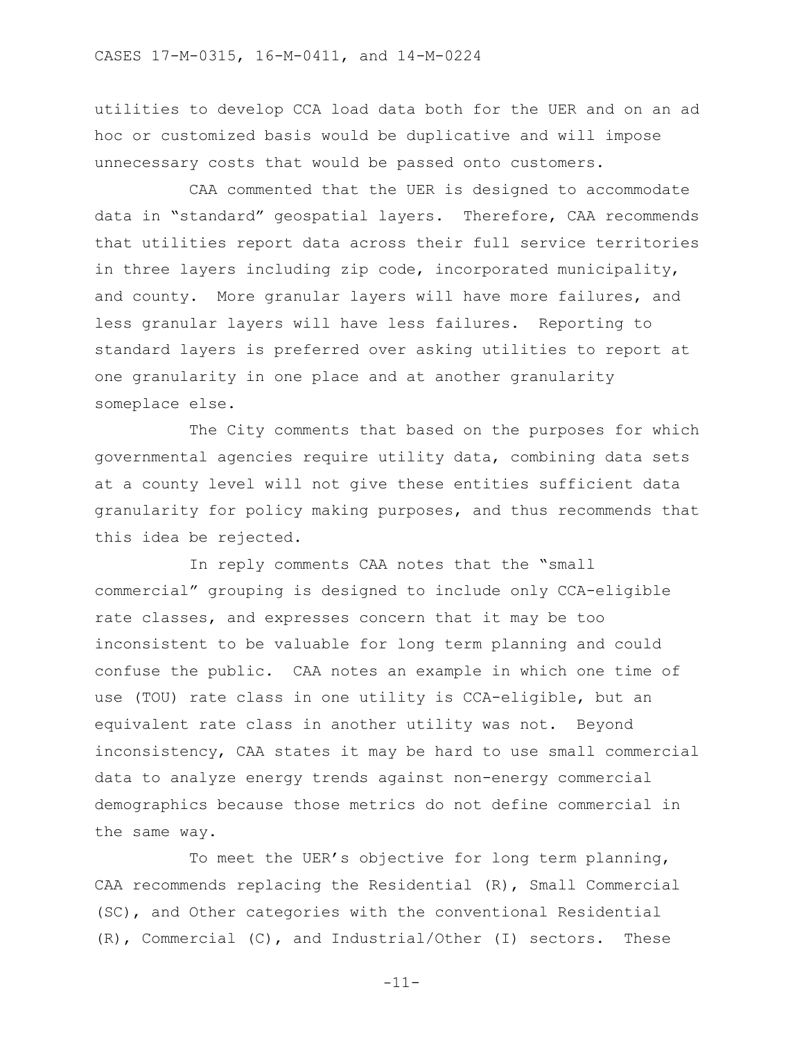utilities to develop CCA load data both for the UER and on an ad hoc or customized basis would be duplicative and will impose unnecessary costs that would be passed onto customers.

CAA commented that the UER is designed to accommodate data in "standard" geospatial layers. Therefore, CAA recommends that utilities report data across their full service territories in three layers including zip code, incorporated municipality, and county. More granular layers will have more failures, and less granular layers will have less failures. Reporting to standard layers is preferred over asking utilities to report at one granularity in one place and at another granularity someplace else.

The City comments that based on the purposes for which governmental agencies require utility data, combining data sets at a county level will not give these entities sufficient data granularity for policy making purposes, and thus recommends that this idea be rejected.

In reply comments CAA notes that the "small commercial" grouping is designed to include only CCA-eligible rate classes, and expresses concern that it may be too inconsistent to be valuable for long term planning and could confuse the public. CAA notes an example in which one time of use (TOU) rate class in one utility is CCA-eligible, but an equivalent rate class in another utility was not. Beyond inconsistency, CAA states it may be hard to use small commercial data to analyze energy trends against non-energy commercial demographics because those metrics do not define commercial in the same way.

To meet the UER's objective for long term planning, CAA recommends replacing the Residential (R), Small Commercial (SC), and Other categories with the conventional Residential (R), Commercial (C), and Industrial/Other (I) sectors. These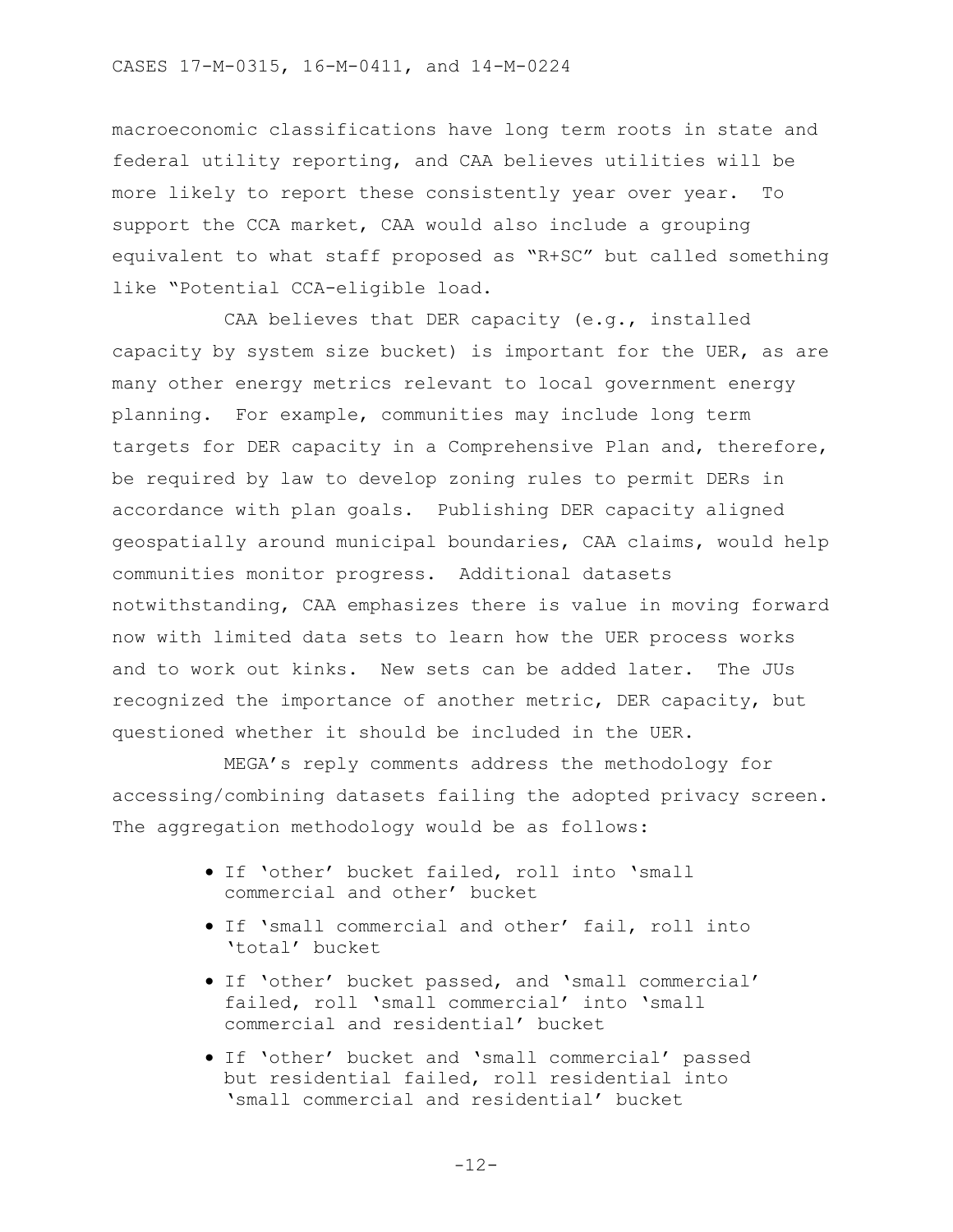macroeconomic classifications have long term roots in state and federal utility reporting, and CAA believes utilities will be more likely to report these consistently year over year. To support the CCA market, CAA would also include a grouping equivalent to what staff proposed as "R+SC" but called something like "Potential CCA-eligible load.

CAA believes that DER capacity (e.g., installed capacity by system size bucket) is important for the UER, as are many other energy metrics relevant to local government energy planning. For example, communities may include long term targets for DER capacity in a Comprehensive Plan and, therefore, be required by law to develop zoning rules to permit DERs in accordance with plan goals. Publishing DER capacity aligned geospatially around municipal boundaries, CAA claims, would help communities monitor progress. Additional datasets notwithstanding, CAA emphasizes there is value in moving forward now with limited data sets to learn how the UER process works and to work out kinks. New sets can be added later. The JUs recognized the importance of another metric, DER capacity, but questioned whether it should be included in the UER.

MEGA's reply comments address the methodology for accessing/combining datasets failing the adopted privacy screen. The aggregation methodology would be as follows:

- If 'other' bucket failed, roll into 'small commercial and other' bucket
- If 'small commercial and other' fail, roll into 'total' bucket
- If 'other' bucket passed, and 'small commercial' failed, roll 'small commercial' into 'small commercial and residential' bucket
- If 'other' bucket and 'small commercial' passed but residential failed, roll residential into 'small commercial and residential' bucket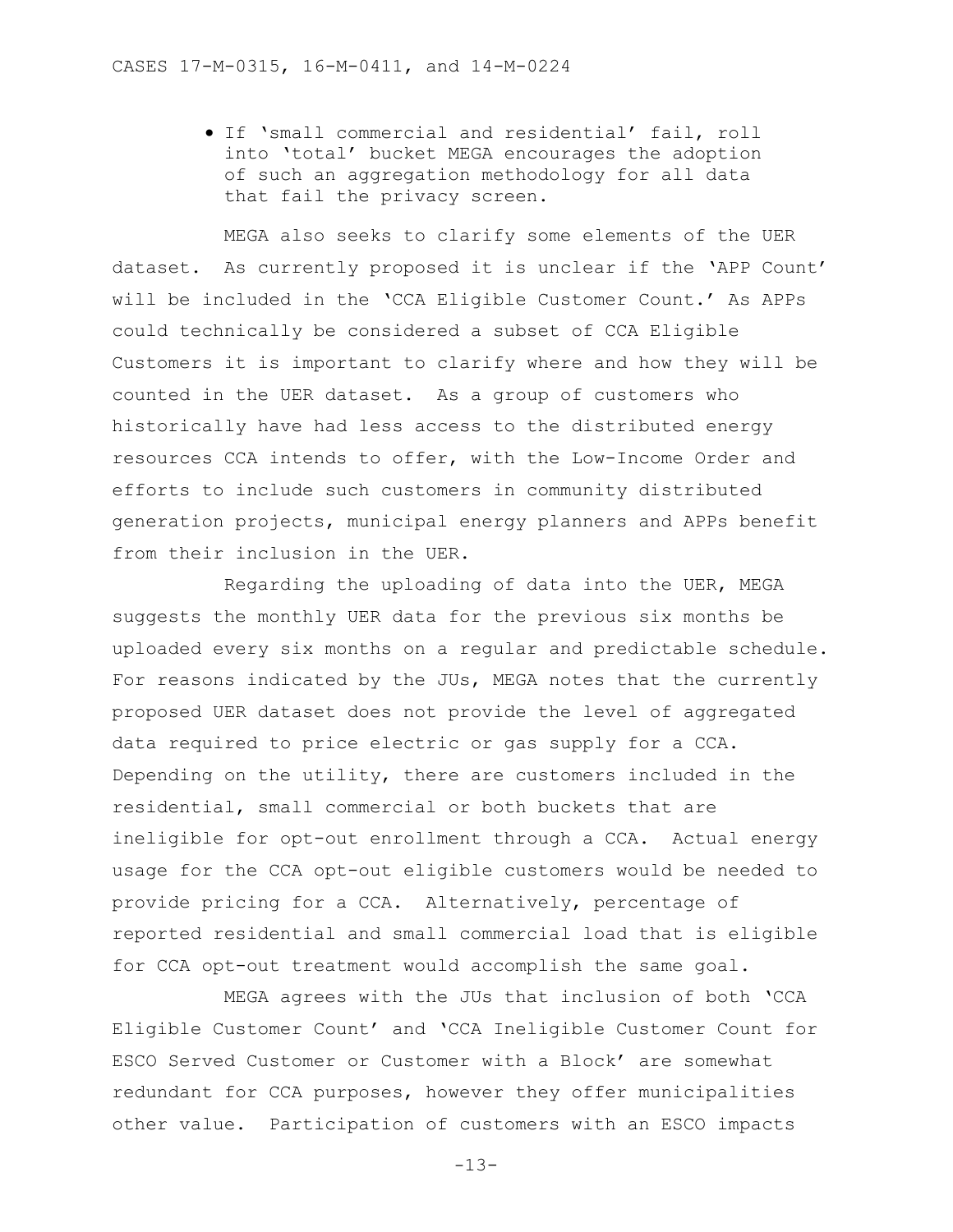- If 'small commercial and residential' fail, roll into 'total' bucket MEGA encourages the adoption of such an aggregation methodology for all data that fail the privacy screen.

MEGA also seeks to clarify some elements of the UER dataset. As currently proposed it is unclear if the 'APP Count' will be included in the 'CCA Eligible Customer Count.' As APPs could technically be considered a subset of CCA Eligible Customers it is important to clarify where and how they will be counted in the UER dataset. As a group of customers who historically have had less access to the distributed energy resources CCA intends to offer, with the Low-Income Order and efforts to include such customers in community distributed generation projects, municipal energy planners and APPs benefit from their inclusion in the UER.

Regarding the uploading of data into the UER, MEGA suggests the monthly UER data for the previous six months be uploaded every six months on a regular and predictable schedule. For reasons indicated by the JUs, MEGA notes that the currently proposed UER dataset does not provide the level of aggregated data required to price electric or gas supply for a CCA. Depending on the utility, there are customers included in the residential, small commercial or both buckets that are ineligible for opt-out enrollment through a CCA. Actual energy usage for the CCA opt-out eligible customers would be needed to provide pricing for a CCA. Alternatively, percentage of reported residential and small commercial load that is eligible for CCA opt-out treatment would accomplish the same goal.

MEGA agrees with the JUs that inclusion of both 'CCA Eligible Customer Count' and 'CCA Ineligible Customer Count for ESCO Served Customer or Customer with a Block' are somewhat redundant for CCA purposes, however they offer municipalities other value. Participation of customers with an ESCO impacts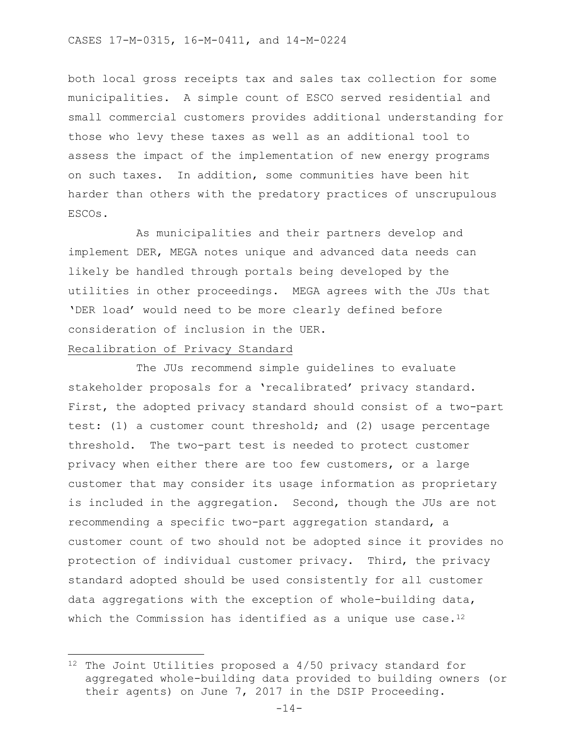both local gross receipts tax and sales tax collection for some municipalities. A simple count of ESCO served residential and small commercial customers provides additional understanding for those who levy these taxes as well as an additional tool to assess the impact of the implementation of new energy programs on such taxes. In addition, some communities have been hit harder than others with the predatory practices of unscrupulous ESCOs.

As municipalities and their partners develop and implement DER, MEGA notes unique and advanced data needs can likely be handled through portals being developed by the utilities in other proceedings. MEGA agrees with the JUs that 'DER load' would need to be more clearly defined before consideration of inclusion in the UER.

<u>Recalibration of Privacy Standard</u>

The JUs recommend simple guidelines to evaluate stakeholder proposals for a 'recalibrated' privacy standard. First, the adopted privacy standard should consist of a two-part test: (1) a customer count threshold; and (2) usage percentage threshold. The two-part test is needed to protect customer privacy when either there are too few customers, or a large customer that may consider its usage information as proprietary is included in the aggregation. Second, though the JUs are not recommending a specific two-part aggregation standard, a customer count of two should not be adopted since it provides no protection of individual customer privacy. Third, the privacy standard adopted should be used consistently for all customer data aggregations with the exception of whole-building data, which the Commission has identified as a unique use case.[12]

---

[12] The Joint Utilities proposed a 4/50 privacy standard for aggregated whole-building data provided to building owners (or their agents) on June 7, 2017 in the DSIP Proceeding.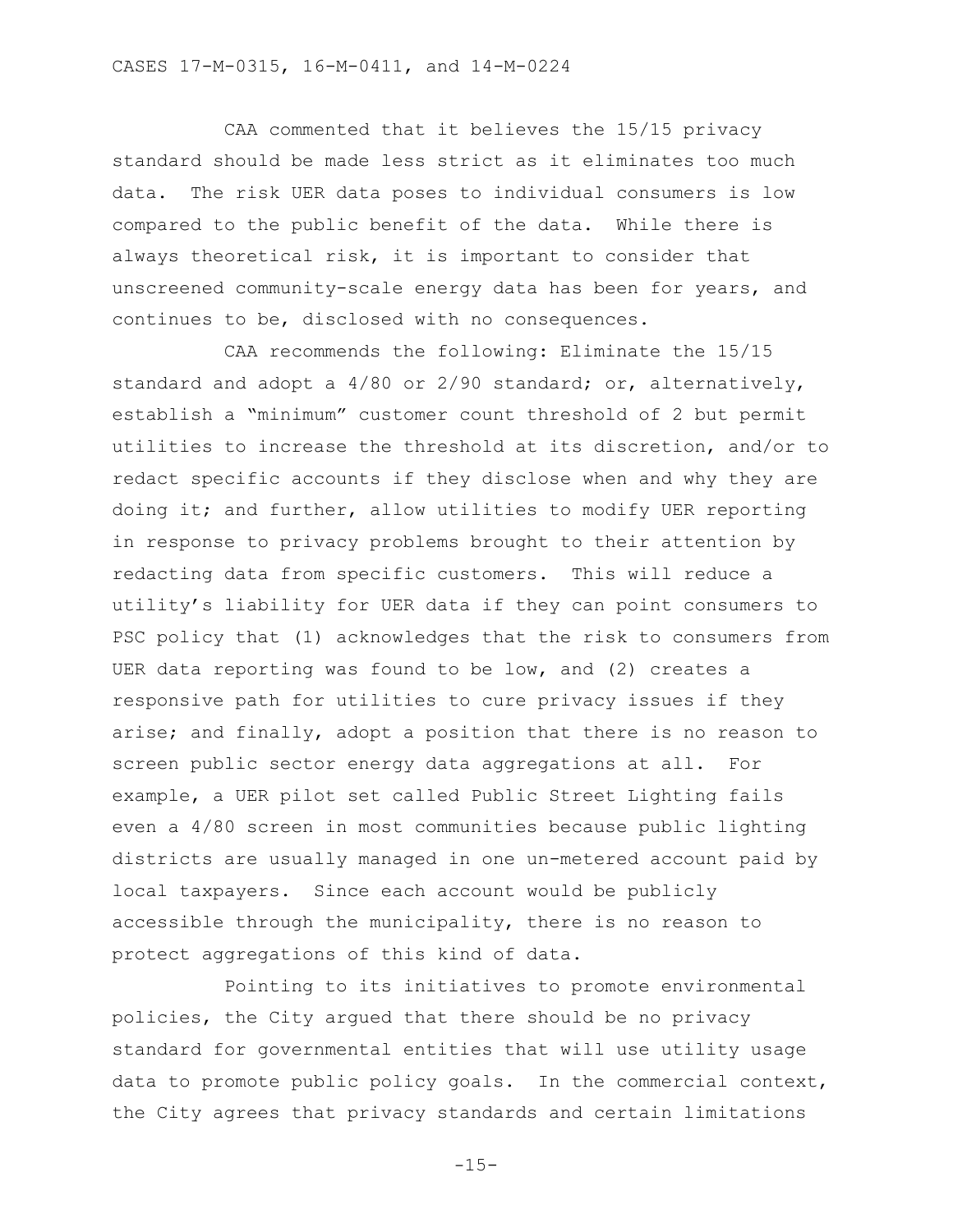CAA commented that it believes the 15/15 privacy standard should be made less strict as it eliminates too much data. The risk UER data poses to individual consumers is low compared to the public benefit of the data. While there is always theoretical risk, it is important to consider that unscreened community-scale energy data has been for years, and continues to be, disclosed with no consequences.

CAA recommends the following: Eliminate the 15/15 standard and adopt a 4/80 or 2/90 standard; or, alternatively, establish a "minimum" customer count threshold of 2 but permit utilities to increase the threshold at its discretion, and/or to redact specific accounts if they disclose when and why they are doing it; and further, allow utilities to modify UER reporting in response to privacy problems brought to their attention by redacting data from specific customers. This will reduce a utility's liability for UER data if they can point consumers to PSC policy that (1) acknowledges that the risk to consumers from UER data reporting was found to be low, and (2) creates a responsive path for utilities to cure privacy issues if they arise; and finally, adopt a position that there is no reason to screen public sector energy data aggregations at all. For example, a UER pilot set called Public Street Lighting fails even a 4/80 screen in most communities because public lighting districts are usually managed in one un-metered account paid by local taxpayers. Since each account would be publicly accessible through the municipality, there is no reason to protect aggregations of this kind of data.

Pointing to its initiatives to promote environmental policies, the City argued that there should be no privacy standard for governmental entities that will use utility usage data to promote public policy goals. In the commercial context, the City agrees that privacy standards and certain limitations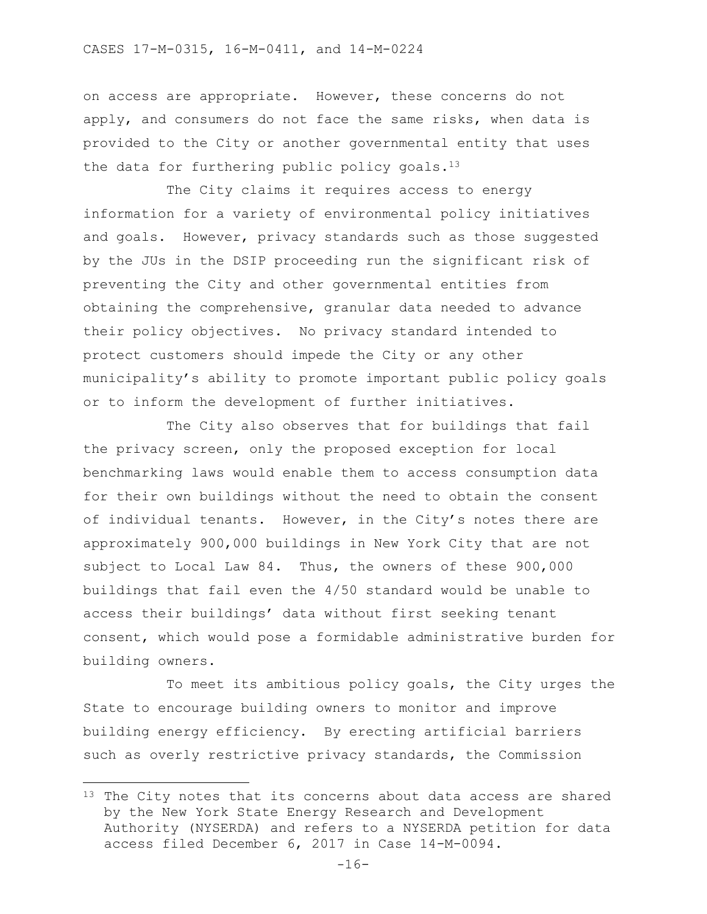on access are appropriate. However, these concerns do not apply, and consumers do not face the same risks, when data is provided to the City or another governmental entity that uses the data for furthering public policy goals.[13]

The City claims it requires access to energy information for a variety of environmental policy initiatives and goals. However, privacy standards such as those suggested by the JUs in the DSIP proceeding run the significant risk of preventing the City and other governmental entities from obtaining the comprehensive, granular data needed to advance their policy objectives. No privacy standard intended to protect customers should impede the City or any other municipality's ability to promote important public policy goals or to inform the development of further initiatives.

The City also observes that for buildings that fail the privacy screen, only the proposed exception for local benchmarking laws would enable them to access consumption data for their own buildings without the need to obtain the consent of individual tenants. However, in the City's notes there are approximately 900,000 buildings in New York City that are not subject to Local Law 84. Thus, the owners of these 900,000 buildings that fail even the 4/50 standard would be unable to access their buildings' data without first seeking tenant consent, which would pose a formidable administrative burden for building owners.

To meet its ambitious policy goals, the City urges the State to encourage building owners to monitor and improve building energy efficiency. By erecting artificial barriers such as overly restrictive privacy standards, the Commission

---

[13] The City notes that its concerns about data access are shared by the New York State Energy Research and Development Authority (NYSERDA) and refers to a NYSERDA petition for data access filed December 6, 2017 in Case 14-M-0094.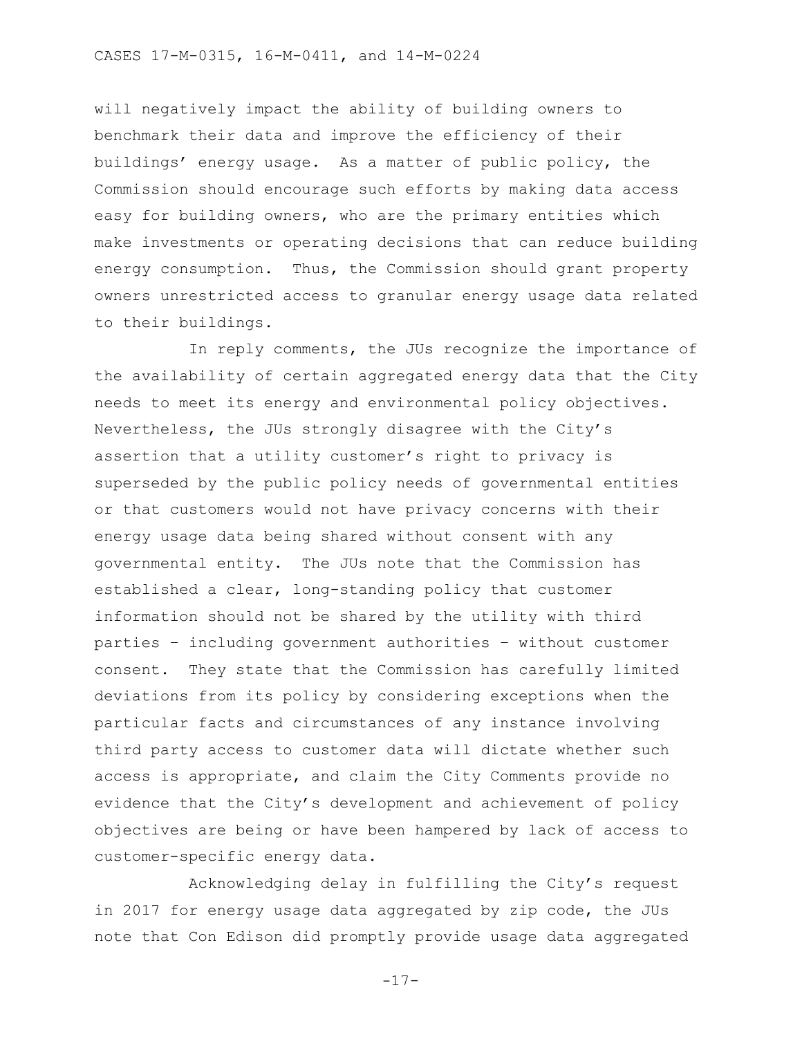will negatively impact the ability of building owners to benchmark their data and improve the efficiency of their buildings' energy usage. As a matter of public policy, the Commission should encourage such efforts by making data access easy for building owners, who are the primary entities which make investments or operating decisions that can reduce building energy consumption. Thus, the Commission should grant property owners unrestricted access to granular energy usage data related to their buildings.

In reply comments, the JUs recognize the importance of the availability of certain aggregated energy data that the City needs to meet its energy and environmental policy objectives. Nevertheless, the JUs strongly disagree with the City's assertion that a utility customer's right to privacy is superseded by the public policy needs of governmental entities or that customers would not have privacy concerns with their energy usage data being shared without consent with any governmental entity. The JUs note that the Commission has established a clear, long-standing policy that customer information should not be shared by the utility with third parties – including government authorities – without customer consent. They state that the Commission has carefully limited deviations from its policy by considering exceptions when the particular facts and circumstances of any instance involving third party access to customer data will dictate whether such access is appropriate, and claim the City Comments provide no evidence that the City's development and achievement of policy objectives are being or have been hampered by lack of access to customer-specific energy data.

Acknowledging delay in fulfilling the City's request in 2017 for energy usage data aggregated by zip code, the JUs note that Con Edison did promptly provide usage data aggregated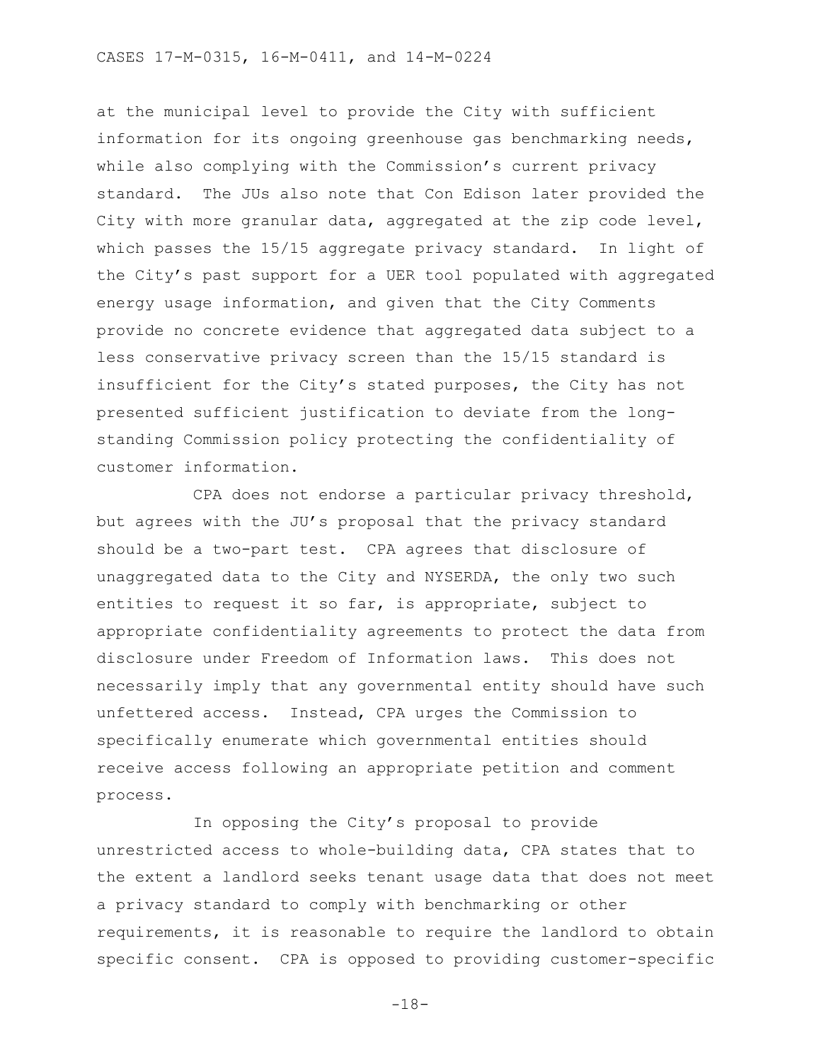at the municipal level to provide the City with sufficient information for its ongoing greenhouse gas benchmarking needs, while also complying with the Commission's current privacy standard. The JUs also note that Con Edison later provided the City with more granular data, aggregated at the zip code level, which passes the 15/15 aggregate privacy standard. In light of the City's past support for a UER tool populated with aggregated energy usage information, and given that the City Comments provide no concrete evidence that aggregated data subject to a less conservative privacy screen than the 15/15 standard is insufficient for the City's stated purposes, the City has not presented sufficient justification to deviate from the long-standing Commission policy protecting the confidentiality of customer information.

CPA does not endorse a particular privacy threshold, but agrees with the JU's proposal that the privacy standard should be a two-part test. CPA agrees that disclosure of unaggregated data to the City and NYSERDA, the only two such entities to request it so far, is appropriate, subject to appropriate confidentiality agreements to protect the data from disclosure under Freedom of Information laws. This does not necessarily imply that any governmental entity should have such unfettered access. Instead, CPA urges the Commission to specifically enumerate which governmental entities should receive access following an appropriate petition and comment process.

In opposing the City's proposal to provide unrestricted access to whole-building data, CPA states that to the extent a landlord seeks tenant usage data that does not meet a privacy standard to comply with benchmarking or other requirements, it is reasonable to require the landlord to obtain specific consent. CPA is opposed to providing customer-specific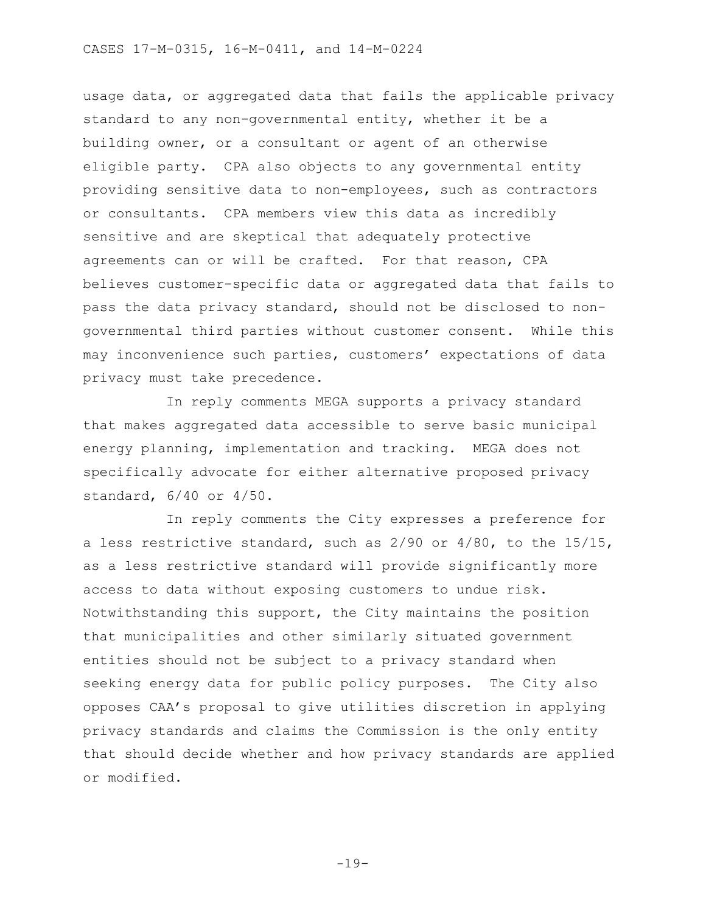usage data, or aggregated data that fails the applicable privacy standard to any non-governmental entity, whether it be a building owner, or a consultant or agent of an otherwise eligible party. CPA also objects to any governmental entity providing sensitive data to non-employees, such as contractors or consultants. CPA members view this data as incredibly sensitive and are skeptical that adequately protective agreements can or will be crafted. For that reason, CPA believes customer-specific data or aggregated data that fails to pass the data privacy standard, should not be disclosed to non-governmental third parties without customer consent. While this may inconvenience such parties, customers' expectations of data privacy must take precedence.

In reply comments MEGA supports a privacy standard that makes aggregated data accessible to serve basic municipal energy planning, implementation and tracking. MEGA does not specifically advocate for either alternative proposed privacy standard, 6/40 or 4/50.

In reply comments the City expresses a preference for a less restrictive standard, such as 2/90 or 4/80, to the 15/15, as a less restrictive standard will provide significantly more access to data without exposing customers to undue risk. Notwithstanding this support, the City maintains the position that municipalities and other similarly situated government entities should not be subject to a privacy standard when seeking energy data for public policy purposes. The City also opposes CAA's proposal to give utilities discretion in applying privacy standards and claims the Commission is the only entity that should decide whether and how privacy standards are applied or modified.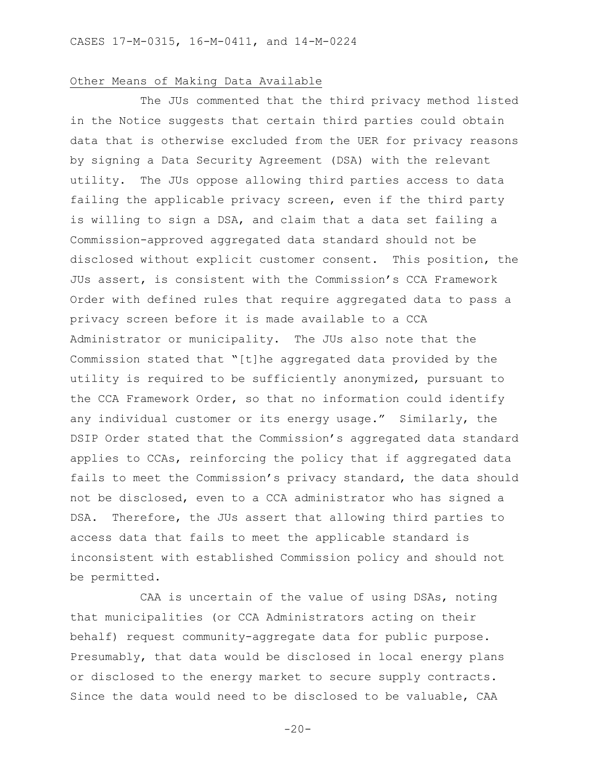## Other Means of Making Data Available

The JUs commented that the third privacy method listed in the Notice suggests that certain third parties could obtain data that is otherwise excluded from the UER for privacy reasons by signing a Data Security Agreement (DSA) with the relevant utility. The JUs oppose allowing third parties access to data failing the applicable privacy screen, even if the third party is willing to sign a DSA, and claim that a data set failing a Commission-approved aggregated data standard should not be disclosed without explicit customer consent. This position, the JUs assert, is consistent with the Commission's CCA Framework Order with defined rules that require aggregated data to pass a privacy screen before it is made available to a CCA Administrator or municipality. The JUs also note that the Commission stated that "[t]he aggregated data provided by the utility is required to be sufficiently anonymized, pursuant to the CCA Framework Order, so that no information could identify any individual customer or its energy usage." Similarly, the DSIP Order stated that the Commission's aggregated data standard applies to CCAs, reinforcing the policy that if aggregated data fails to meet the Commission's privacy standard, the data should not be disclosed, even to a CCA administrator who has signed a DSA. Therefore, the JUs assert that allowing third parties to access data that fails to meet the applicable standard is inconsistent with established Commission policy and should not be permitted.

CAA is uncertain of the value of using DSAs, noting that municipalities (or CCA Administrators acting on their behalf) request community-aggregate data for public purpose. Presumably, that data would be disclosed in local energy plans or disclosed to the energy market to secure supply contracts. Since the data would need to be disclosed to be valuable, CAA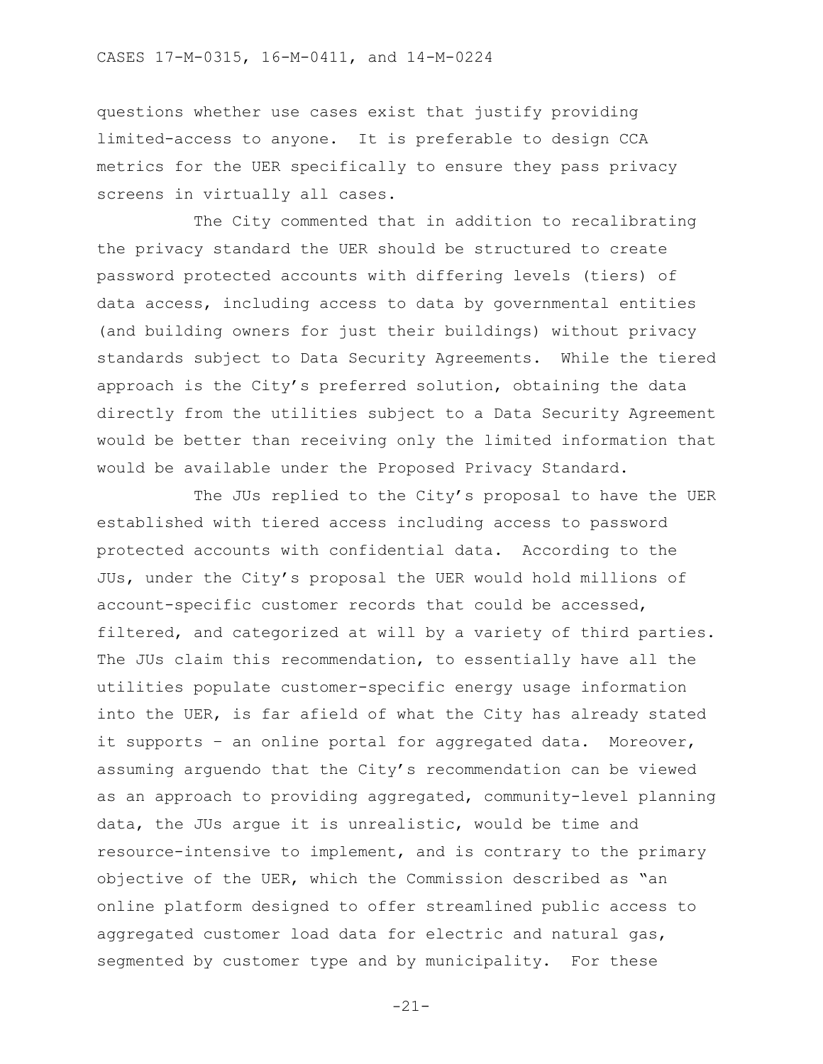questions whether use cases exist that justify providing limited-access to anyone. It is preferable to design CCA metrics for the UER specifically to ensure they pass privacy screens in virtually all cases.

The City commented that in addition to recalibrating the privacy standard the UER should be structured to create password protected accounts with differing levels (tiers) of data access, including access to data by governmental entities (and building owners for just their buildings) without privacy standards subject to Data Security Agreements. While the tiered approach is the City's preferred solution, obtaining the data directly from the utilities subject to a Data Security Agreement would be better than receiving only the limited information that would be available under the Proposed Privacy Standard.

The JUs replied to the City's proposal to have the UER established with tiered access including access to password protected accounts with confidential data. According to the JUs, under the City's proposal the UER would hold millions of account-specific customer records that could be accessed, filtered, and categorized at will by a variety of third parties. The JUs claim this recommendation, to essentially have all the utilities populate customer-specific energy usage information into the UER, is far afield of what the City has already stated it supports – an online portal for aggregated data. Moreover, assuming arguendo that the City's recommendation can be viewed as an approach to providing aggregated, community-level planning data, the JUs argue it is unrealistic, would be time and resource-intensive to implement, and is contrary to the primary objective of the UER, which the Commission described as "an online platform designed to offer streamlined public access to aggregated customer load data for electric and natural gas, segmented by customer type and by municipality. For these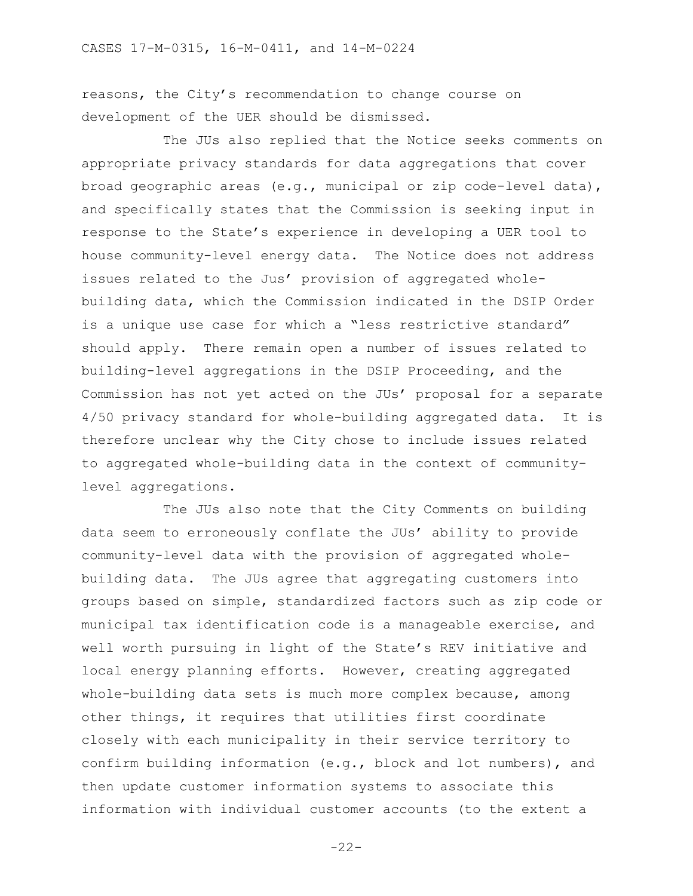reasons, the City's recommendation to change course on development of the UER should be dismissed.

The JUs also replied that the Notice seeks comments on appropriate privacy standards for data aggregations that cover broad geographic areas (e.g., municipal or zip code-level data), and specifically states that the Commission is seeking input in response to the State's experience in developing a UER tool to house community-level energy data. The Notice does not address issues related to the Jus' provision of aggregated whole-building data, which the Commission indicated in the DSIP Order is a unique use case for which a "less restrictive standard" should apply. There remain open a number of issues related to building-level aggregations in the DSIP Proceeding, and the Commission has not yet acted on the JUs' proposal for a separate 4/50 privacy standard for whole-building aggregated data. It is therefore unclear why the City chose to include issues related to aggregated whole-building data in the context of community-level aggregations.

The JUs also note that the City Comments on building data seem to erroneously conflate the JUs' ability to provide community-level data with the provision of aggregated whole-building data. The JUs agree that aggregating customers into groups based on simple, standardized factors such as zip code or municipal tax identification code is a manageable exercise, and well worth pursuing in light of the State's REV initiative and local energy planning efforts. However, creating aggregated whole-building data sets is much more complex because, among other things, it requires that utilities first coordinate closely with each municipality in their service territory to confirm building information (e.g., block and lot numbers), and then update customer information systems to associate this information with individual customer accounts (to the extent a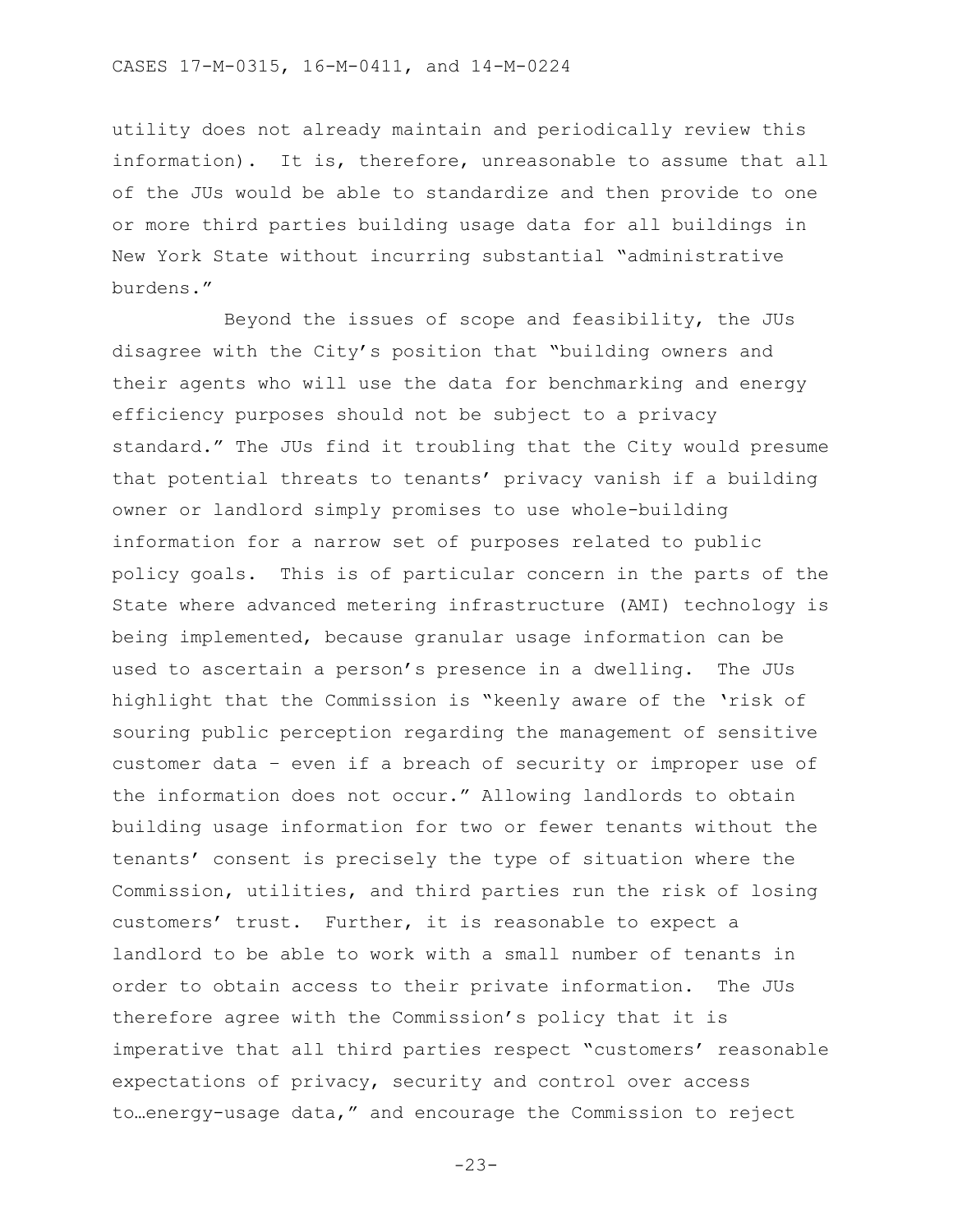utility does not already maintain and periodically review this information). It is, therefore, unreasonable to assume that all of the JUs would be able to standardize and then provide to one or more third parties building usage data for all buildings in New York State without incurring substantial "administrative burdens."

Beyond the issues of scope and feasibility, the JUs disagree with the City's position that "building owners and their agents who will use the data for benchmarking and energy efficiency purposes should not be subject to a privacy standard." The JUs find it troubling that the City would presume that potential threats to tenants' privacy vanish if a building owner or landlord simply promises to use whole-building information for a narrow set of purposes related to public policy goals. This is of particular concern in the parts of the State where advanced metering infrastructure (AMI) technology is being implemented, because granular usage information can be used to ascertain a person's presence in a dwelling. The JUs highlight that the Commission is "keenly aware of the 'risk of souring public perception regarding the management of sensitive customer data – even if a breach of security or improper use of the information does not occur." Allowing landlords to obtain building usage information for two or fewer tenants without the tenants' consent is precisely the type of situation where the Commission, utilities, and third parties run the risk of losing customers' trust. Further, it is reasonable to expect a landlord to be able to work with a small number of tenants in order to obtain access to their private information. The JUs therefore agree with the Commission's policy that it is imperative that all third parties respect "customers' reasonable expectations of privacy, security and control over access to…energy-usage data," and encourage the Commission to reject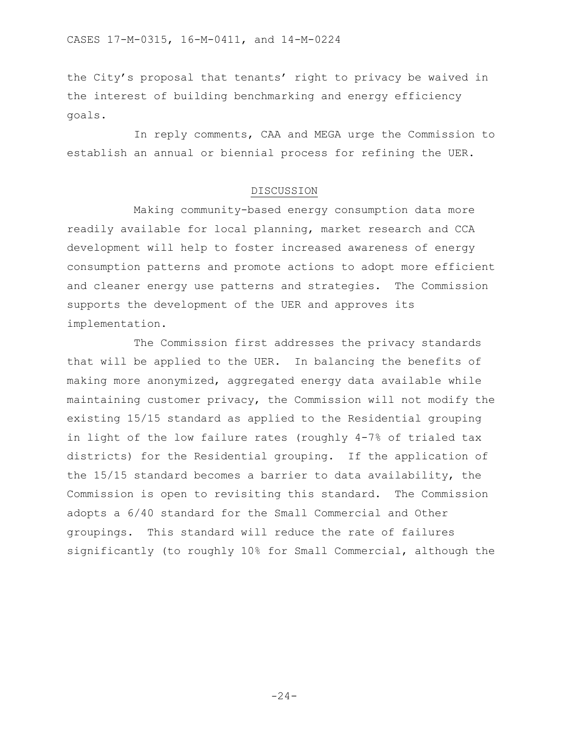the City's proposal that tenants' right to privacy be waived in the interest of building benchmarking and energy efficiency goals.

In reply comments, CAA and MEGA urge the Commission to establish an annual or biennial process for refining the UER.

## DISCUSSION

Making community-based energy consumption data more readily available for local planning, market research and CCA development will help to foster increased awareness of energy consumption patterns and promote actions to adopt more efficient and cleaner energy use patterns and strategies. The Commission supports the development of the UER and approves its implementation.

The Commission first addresses the privacy standards that will be applied to the UER. In balancing the benefits of making more anonymized, aggregated energy data available while maintaining customer privacy, the Commission will not modify the existing 15/15 standard as applied to the Residential grouping in light of the low failure rates (roughly 4-7% of trialed tax districts) for the Residential grouping. If the application of the 15/15 standard becomes a barrier to data availability, the Commission is open to revisiting this standard. The Commission adopts a 6/40 standard for the Small Commercial and Other groupings. This standard will reduce the rate of failures significantly (to roughly 10% for Small Commercial, although the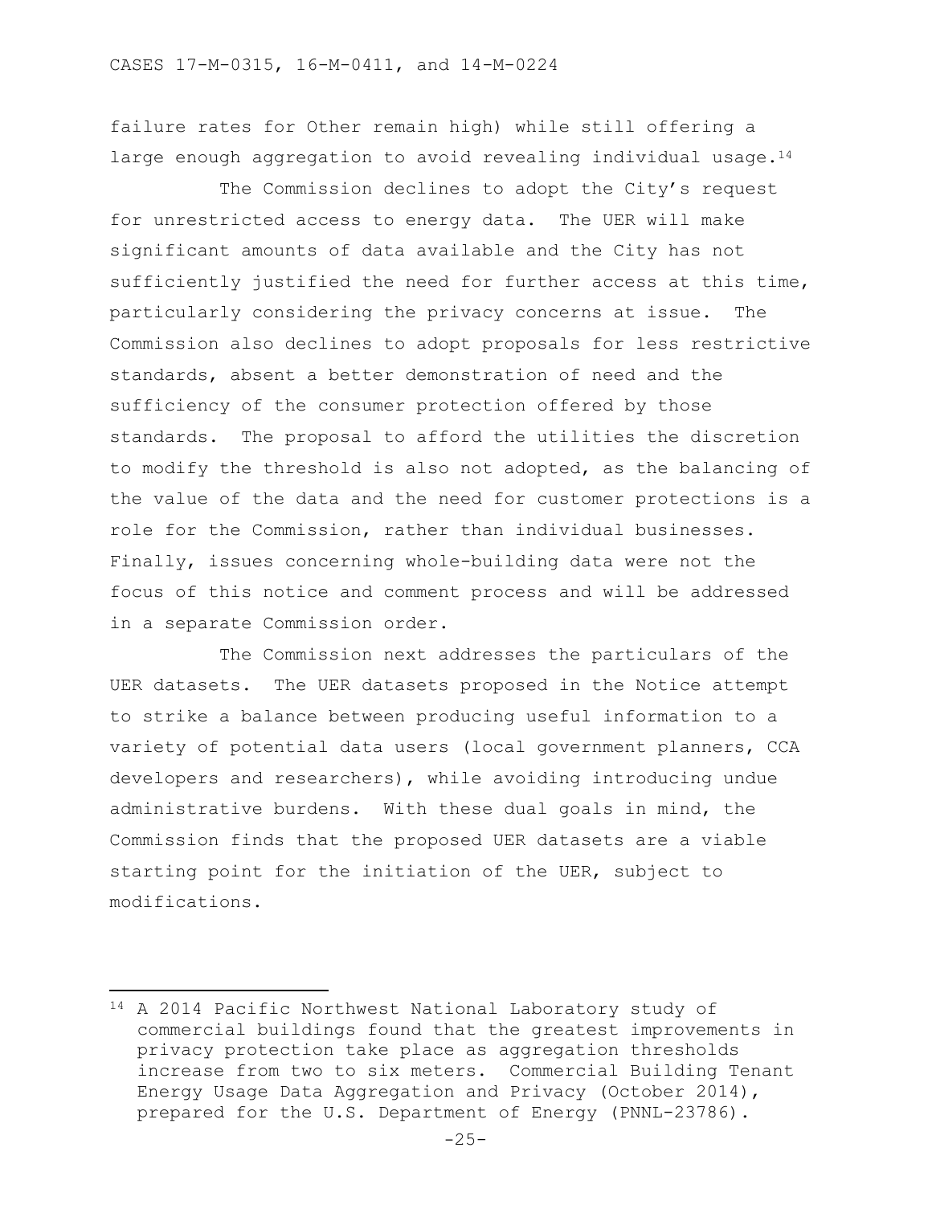failure rates for Other remain high) while still offering a large enough aggregation to avoid revealing individual usage.[14]

The Commission declines to adopt the City's request for unrestricted access to energy data. The UER will make significant amounts of data available and the City has not sufficiently justified the need for further access at this time, particularly considering the privacy concerns at issue. The Commission also declines to adopt proposals for less restrictive standards, absent a better demonstration of need and the sufficiency of the consumer protection offered by those standards. The proposal to afford the utilities the discretion to modify the threshold is also not adopted, as the balancing of the value of the data and the need for customer protections is a role for the Commission, rather than individual businesses. Finally, issues concerning whole-building data were not the focus of this notice and comment process and will be addressed in a separate Commission order.

The Commission next addresses the particulars of the UER datasets. The UER datasets proposed in the Notice attempt to strike a balance between producing useful information to a variety of potential data users (local government planners, CCA developers and researchers), while avoiding introducing undue administrative burdens. With these dual goals in mind, the Commission finds that the proposed UER datasets are a viable starting point for the initiation of the UER, subject to modifications.

---

[14] A 2014 Pacific Northwest National Laboratory study of commercial buildings found that the greatest improvements in privacy protection take place as aggregation thresholds increase from two to six meters. Commercial Building Tenant Energy Usage Data Aggregation and Privacy (October 2014), prepared for the U.S. Department of Energy (PNNL-23786).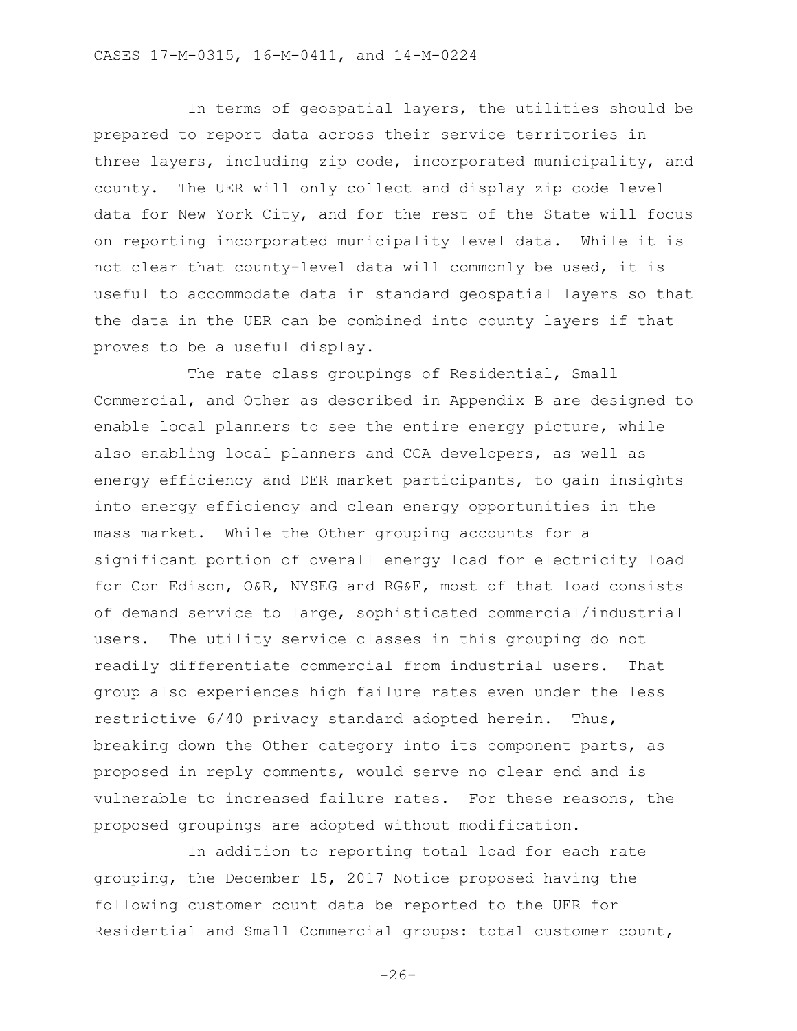In terms of geospatial layers, the utilities should be prepared to report data across their service territories in three layers, including zip code, incorporated municipality, and county. The UER will only collect and display zip code level data for New York City, and for the rest of the State will focus on reporting incorporated municipality level data. While it is not clear that county-level data will commonly be used, it is useful to accommodate data in standard geospatial layers so that the data in the UER can be combined into county layers if that proves to be a useful display.

The rate class groupings of Residential, Small Commercial, and Other as described in Appendix B are designed to enable local planners to see the entire energy picture, while also enabling local planners and CCA developers, as well as energy efficiency and DER market participants, to gain insights into energy efficiency and clean energy opportunities in the mass market. While the Other grouping accounts for a significant portion of overall energy load for electricity load for Con Edison, O&R, NYSEG and RG&E, most of that load consists of demand service to large, sophisticated commercial/industrial users. The utility service classes in this grouping do not readily differentiate commercial from industrial users. That group also experiences high failure rates even under the less restrictive 6/40 privacy standard adopted herein. Thus, breaking down the Other category into its component parts, as proposed in reply comments, would serve no clear end and is vulnerable to increased failure rates. For these reasons, the proposed groupings are adopted without modification.

In addition to reporting total load for each rate grouping, the December 15, 2017 Notice proposed having the following customer count data be reported to the UER for Residential and Small Commercial groups: total customer count,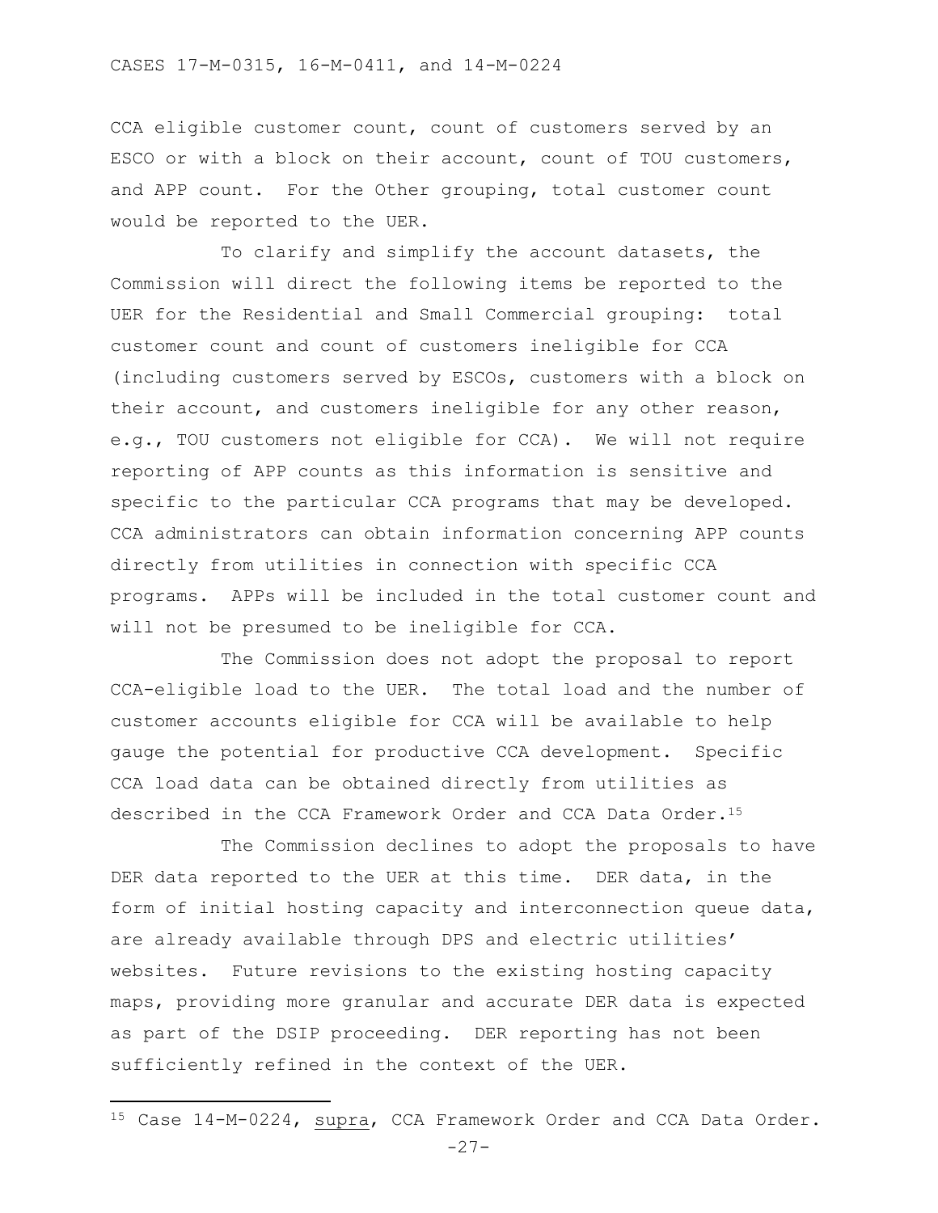CCA eligible customer count, count of customers served by an ESCO or with a block on their account, count of TOU customers, and APP count. For the Other grouping, total customer count would be reported to the UER.

To clarify and simplify the account datasets, the Commission will direct the following items be reported to the UER for the Residential and Small Commercial grouping: total customer count and count of customers ineligible for CCA (including customers served by ESCOs, customers with a block on their account, and customers ineligible for any other reason, e.g., TOU customers not eligible for CCA). We will not require reporting of APP counts as this information is sensitive and specific to the particular CCA programs that may be developed. CCA administrators can obtain information concerning APP counts directly from utilities in connection with specific CCA programs. APPs will be included in the total customer count and will not be presumed to be ineligible for CCA.

The Commission does not adopt the proposal to report CCA-eligible load to the UER. The total load and the number of customer accounts eligible for CCA will be available to help gauge the potential for productive CCA development. Specific CCA load data can be obtained directly from utilities as described in the CCA Framework Order and CCA Data Order.[15]

The Commission declines to adopt the proposals to have DER data reported to the UER at this time. DER data, in the form of initial hosting capacity and interconnection queue data, are already available through DPS and electric utilities' websites. Future revisions to the existing hosting capacity maps, providing more granular and accurate DER data is expected as part of the DSIP proceeding. DER reporting has not been sufficiently refined in the context of the UER.

---

[15] Case 14-M-0224, supra, CCA Framework Order and CCA Data Order.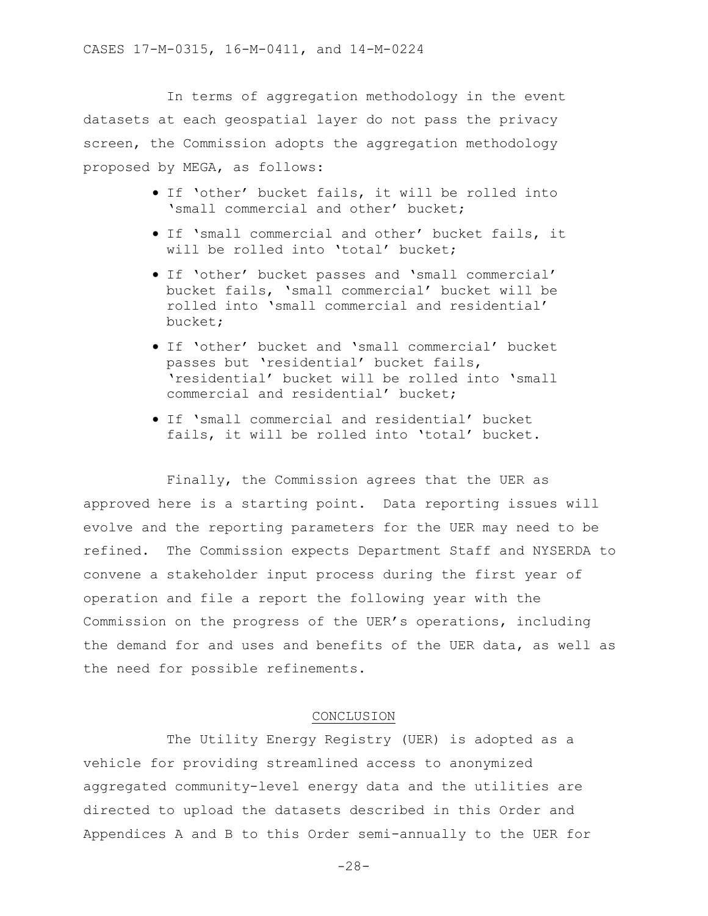In terms of aggregation methodology in the event datasets at each geospatial layer do not pass the privacy screen, the Commission adopts the aggregation methodology proposed by MEGA, as follows:

- If 'other' bucket fails, it will be rolled into 'small commercial and other' bucket;
- If 'small commercial and other' bucket fails, it will be rolled into 'total' bucket;
- If 'other' bucket passes and 'small commercial' bucket fails, 'small commercial' bucket will be rolled into 'small commercial and residential' bucket;
- If 'other' bucket and 'small commercial' bucket passes but 'residential' bucket fails, 'residential' bucket will be rolled into 'small commercial and residential' bucket;
- If 'small commercial and residential' bucket fails, it will be rolled into 'total' bucket.

Finally, the Commission agrees that the UER as approved here is a starting point. Data reporting issues will evolve and the reporting parameters for the UER may need to be refined. The Commission expects Department Staff and NYSERDA to convene a stakeholder input process during the first year of operation and file a report the following year with the Commission on the progress of the UER's operations, including the demand for and uses and benefits of the UER data, as well as the need for possible refinements.

## CONCLUSION

The Utility Energy Registry (UER) is adopted as a vehicle for providing streamlined access to anonymized aggregated community-level energy data and the utilities are directed to upload the datasets described in this Order and Appendices A and B to this Order semi-annually to the UER for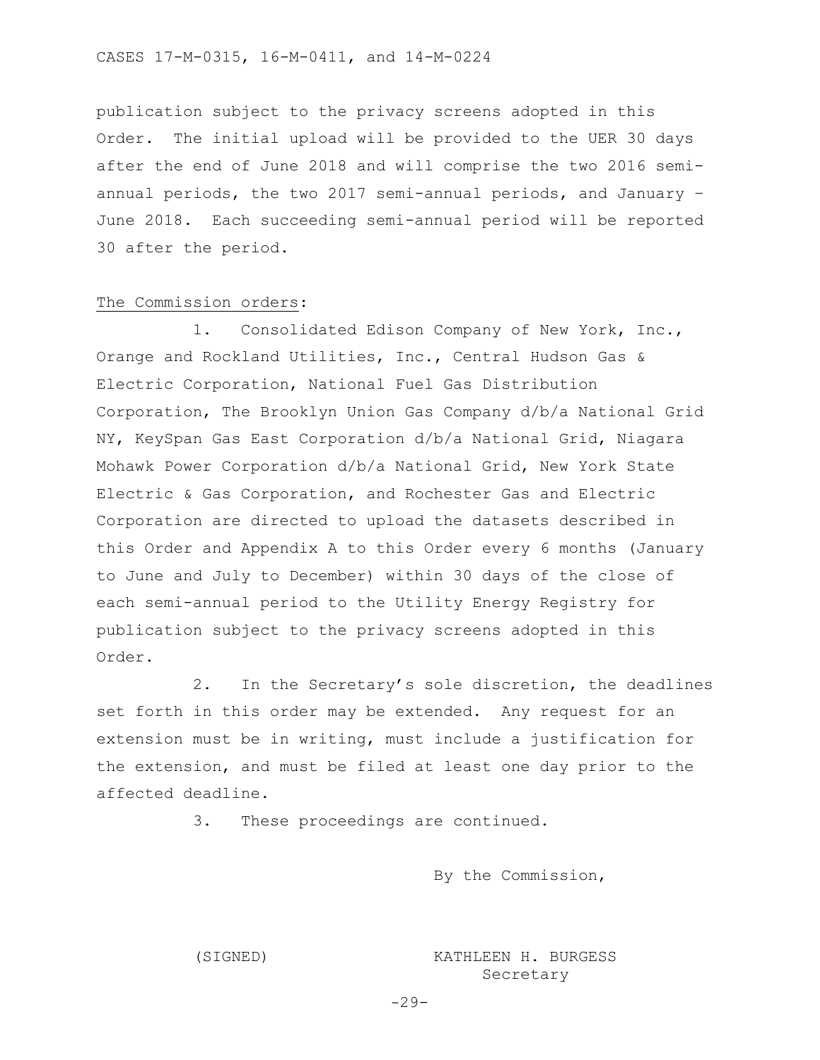publication subject to the privacy screens adopted in this Order. The initial upload will be provided to the UER 30 days after the end of June 2018 and will comprise the two 2016 semi-annual periods, the two 2017 semi-annual periods, and January – June 2018. Each succeeding semi-annual period will be reported 30 after the period.

<u>The Commission orders</u>:

1. Consolidated Edison Company of New York, Inc., Orange and Rockland Utilities, Inc., Central Hudson Gas & Electric Corporation, National Fuel Gas Distribution Corporation, The Brooklyn Union Gas Company d/b/a National Grid NY, KeySpan Gas East Corporation d/b/a National Grid, Niagara Mohawk Power Corporation d/b/a National Grid, New York State Electric & Gas Corporation, and Rochester Gas and Electric Corporation are directed to upload the datasets described in this Order and Appendix A to this Order every 6 months (January to June and July to December) within 30 days of the close of each semi-annual period to the Utility Energy Registry for publication subject to the privacy screens adopted in this Order.

2. In the Secretary's sole discretion, the deadlines set forth in this order may be extended. Any request for an extension must be in writing, must include a justification for the extension, and must be filed at least one day prior to the affected deadline.

3. These proceedings are continued.

By the Commission,

(SIGNED) KATHLEEN H. BURGESS
Secretary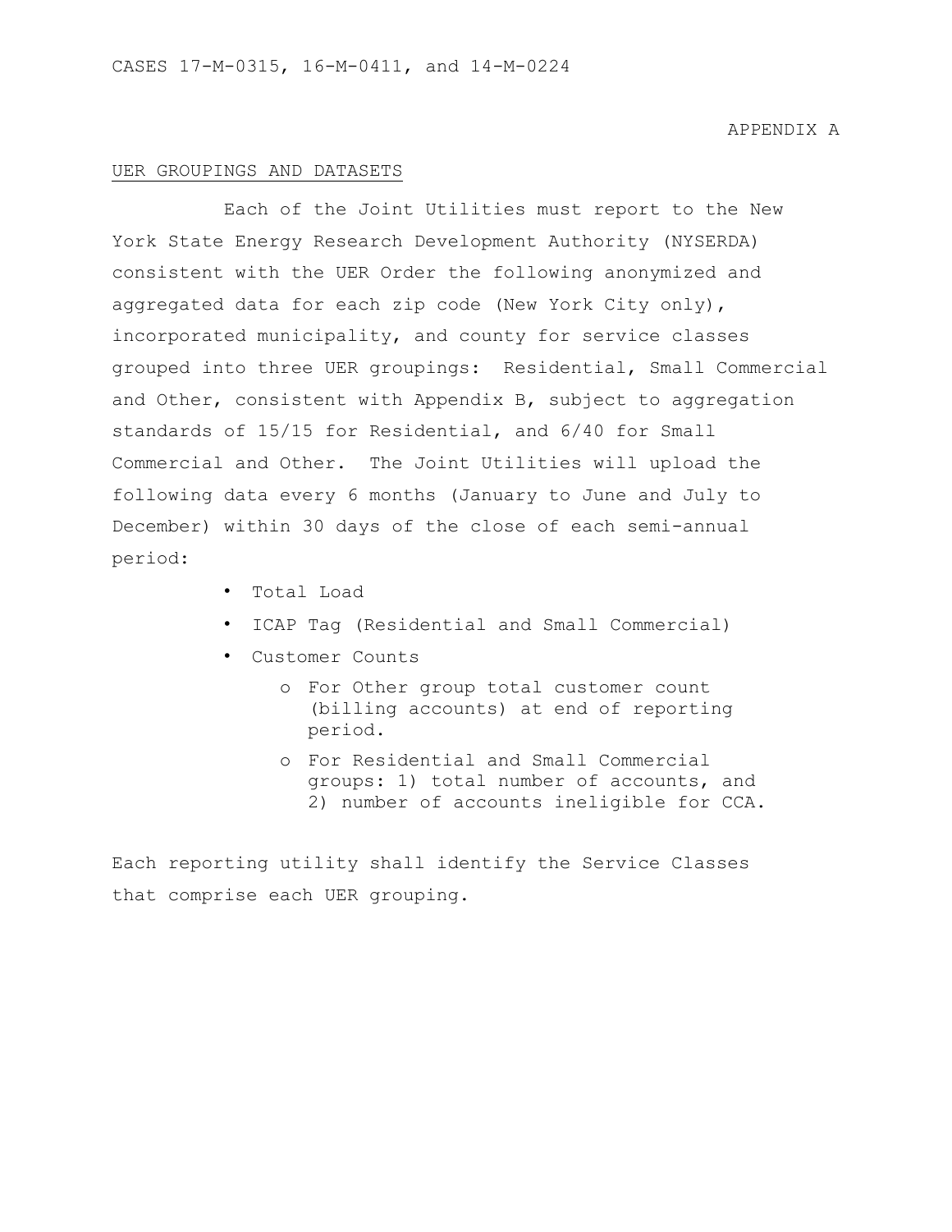APPENDIX A

## UER GROUPINGS AND DATASETS

Each of the Joint Utilities must report to the New York State Energy Research Development Authority (NYSERDA) consistent with the UER Order the following anonymized and aggregated data for each zip code (New York City only), incorporated municipality, and county for service classes grouped into three UER groupings: Residential, Small Commercial and Other, consistent with Appendix B, subject to aggregation standards of 15/15 for Residential, and 6/40 for Small Commercial and Other. The Joint Utilities will upload the following data every 6 months (January to June and July to December) within 30 days of the close of each semi-annual period:

- Total Load
- ICAP Tag (Residential and Small Commercial)
- Customer Counts
  - For Other group total customer count (billing accounts) at end of reporting period.
  - For Residential and Small Commercial groups: 1) total number of accounts, and 2) number of accounts ineligible for CCA.

Each reporting utility shall identify the Service Classes that comprise each UER grouping.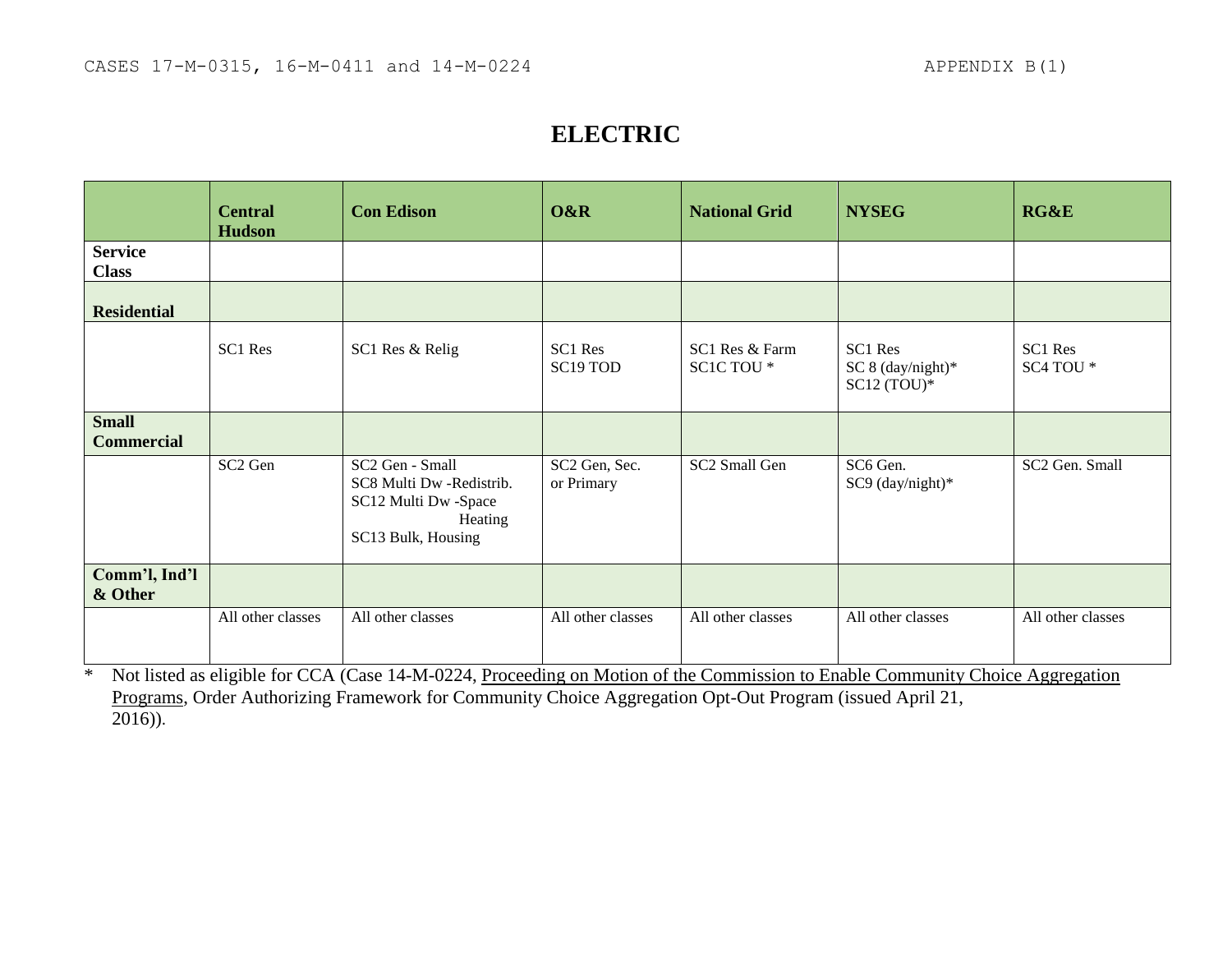# ELECTRIC

| | Central Hudson | Con Edison | O&R | National Grid | NYSEG | RG&E |
|---|---|---|---|---|---|---|
| **Service Class** | | | | | | |
| **Residential** | | | | | | |
| | SC1 Res | SC1 Res & Relig | SC1 Res<br>SC19 TOD | SC1 Res & Farm<br>SC1C TOU * | SC1 Res<br>SC 8 (day/night)*<br>SC12 (TOU)* | SC1 Res<br>SC4 TOU * |
| **Small Commercial** | | | | | | |
| | SC2 Gen | SC2 Gen - Small<br>SC8 Multi Dw -Redistrib.<br>SC12 Multi Dw -Space Heating<br>SC13 Bulk, Housing | SC2 Gen, Sec. or Primary | SC2 Small Gen | SC6 Gen.<br>SC9 (day/night)* | SC2 Gen. Small |
| **Comm'l, Ind'l & Other** | | | | | | |
| | All other classes | All other classes | All other classes | All other classes | All other classes | All other classes |

\* Not listed as eligible for CCA (Case 14-M-0224, Proceeding on Motion of the Commission to Enable Community Choice Aggregation Programs, Order Authorizing Framework for Community Choice Aggregation Opt-Out Program (issued April 21, 2016)).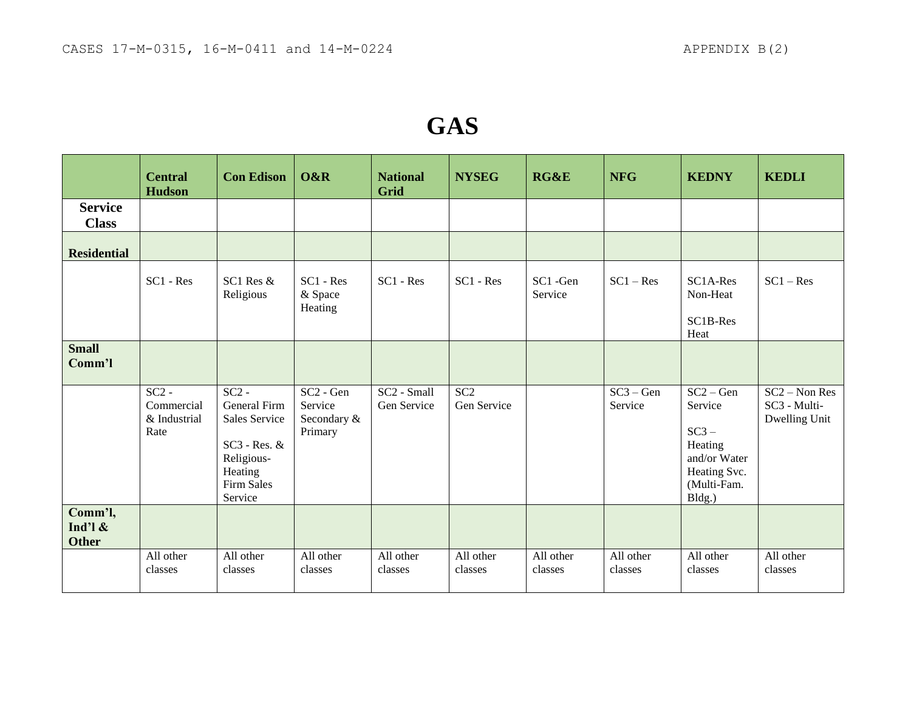# GAS

| | Central Hudson | Con Edison | O&R | National Grid | NYSEG | RG&E | NFG | KEDNY | KEDLI |
|---|---|---|---|---|---|---|---|---|---|
| **Service Class** | | | | | | | | | |
| **Residential** | | | | | | | | | |
| | SC1 - Res | SC1 Res & Religious | SC1 - Res & Space Heating | SC1 - Res | SC1 - Res | SC1 -Gen Service | SC1 – Res | SC1A-Res Non-Heat<br><br>SC1B-Res Heat | SC1 – Res |
| **Small Comm'l** | | | | | | | | | |
| | SC2 - Commercial & Industrial Rate | SC2 - General Firm Sales Service<br><br>SC3 - Res. & Religious-Heating Firm Sales Service | SC2 - Gen Service Secondary & Primary | SC2 - Small Gen Service | SC2 Gen Service | | SC3 – Gen Service | SC2 – Gen Service<br><br>SC3 – Heating and/or Water Heating Svc. (Multi-Fam. Bldg.) | SC2 – Non Res<br>SC3 - Multi-Dwelling Unit |
| **Comm'l, Ind'l & Other** | | | | | | | | | |
| | All other classes | All other classes | All other classes | All other classes | All other classes | All other classes | All other classes | All other classes | All other classes |